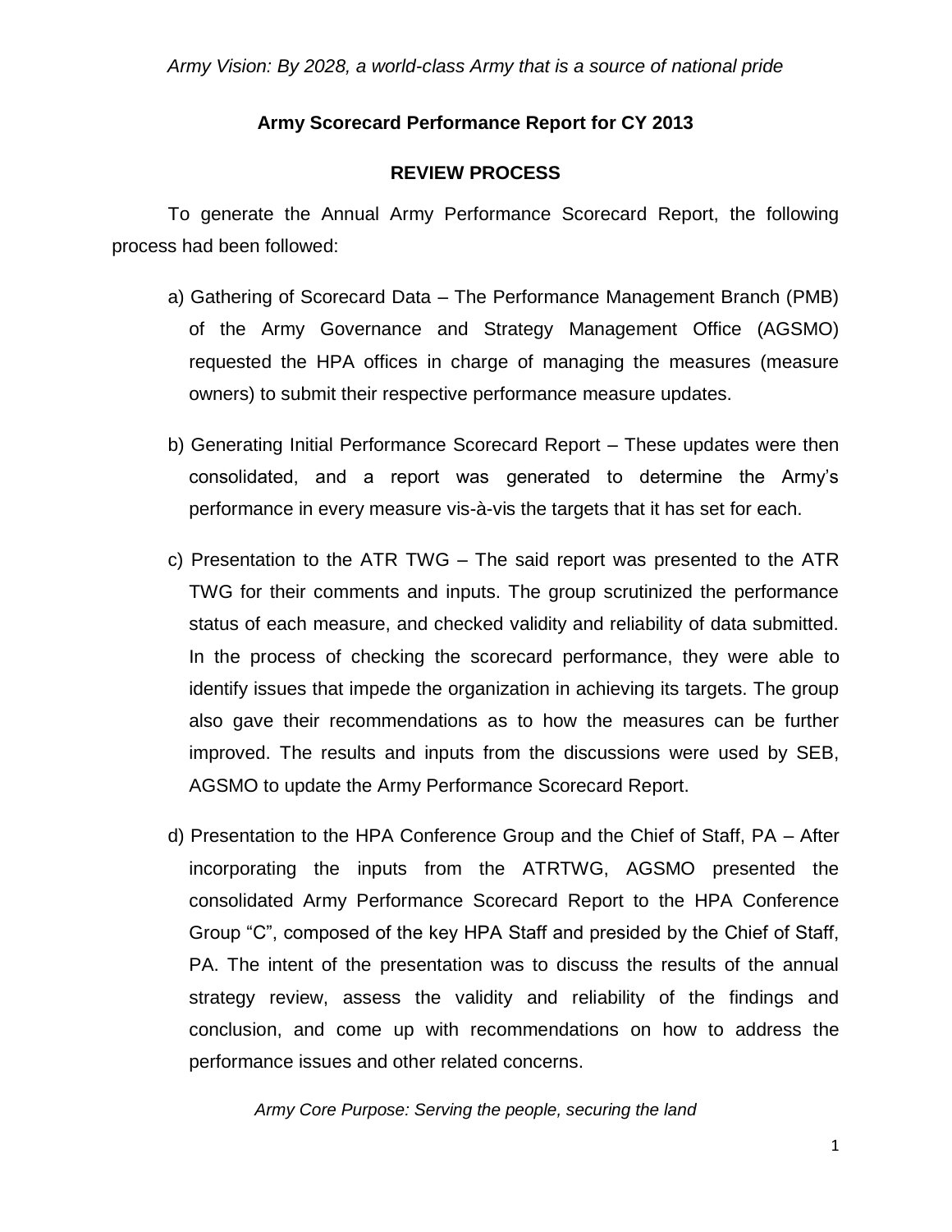# Army Scorecard Performance Report for CY 2013

## REVIEW PROCESS

To generate the Annual Army Performance Scorecard Report, the following process had been followed:

a) Gathering of Scorecard Data – The Performance Management Branch (PMB) of the Army Governance and Strategy Management Office (AGSMO) requested the HPA offices in charge of managing the measures (measure owners) to submit their respective performance measure updates.

b) Generating Initial Performance Scorecard Report – These updates were then consolidated, and a report was generated to determine the Army's performance in every measure vis-à-vis the targets that it has set for each.

c) Presentation to the ATR TWG – The said report was presented to the ATR TWG for their comments and inputs. The group scrutinized the performance status of each measure, and checked validity and reliability of data submitted. In the process of checking the scorecard performance, they were able to identify issues that impede the organization in achieving its targets. The group also gave their recommendations as to how the measures can be further improved. The results and inputs from the discussions were used by SEB, AGSMO to update the Army Performance Scorecard Report.

d) Presentation to the HPA Conference Group and the Chief of Staff, PA – After incorporating the inputs from the ATRTWG, AGSMO presented the consolidated Army Performance Scorecard Report to the HPA Conference Group "C", composed of the key HPA Staff and presided by the Chief of Staff, PA. The intent of the presentation was to discuss the results of the annual strategy review, assess the validity and reliability of the findings and conclusion, and come up with recommendations on how to address the performance issues and other related concerns.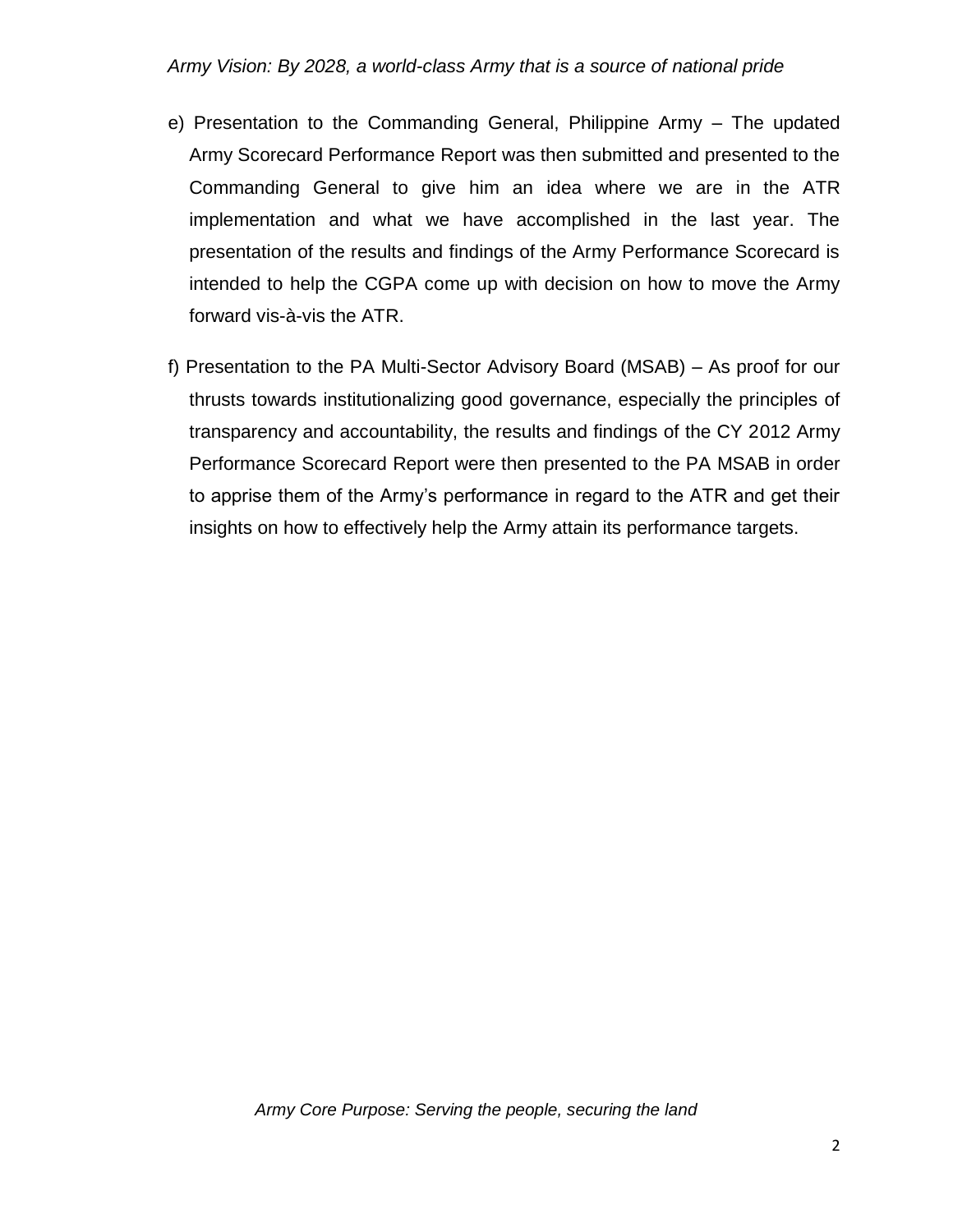e) Presentation to the Commanding General, Philippine Army – The updated Army Scorecard Performance Report was then submitted and presented to the Commanding General to give him an idea where we are in the ATR implementation and what we have accomplished in the last year. The presentation of the results and findings of the Army Performance Scorecard is intended to help the CGPA come up with decision on how to move the Army forward vis-à-vis the ATR.

f) Presentation to the PA Multi-Sector Advisory Board (MSAB) – As proof for our thrusts towards institutionalizing good governance, especially the principles of transparency and accountability, the results and findings of the CY 2012 Army Performance Scorecard Report were then presented to the PA MSAB in order to apprise them of the Army's performance in regard to the ATR and get their insights on how to effectively help the Army attain its performance targets.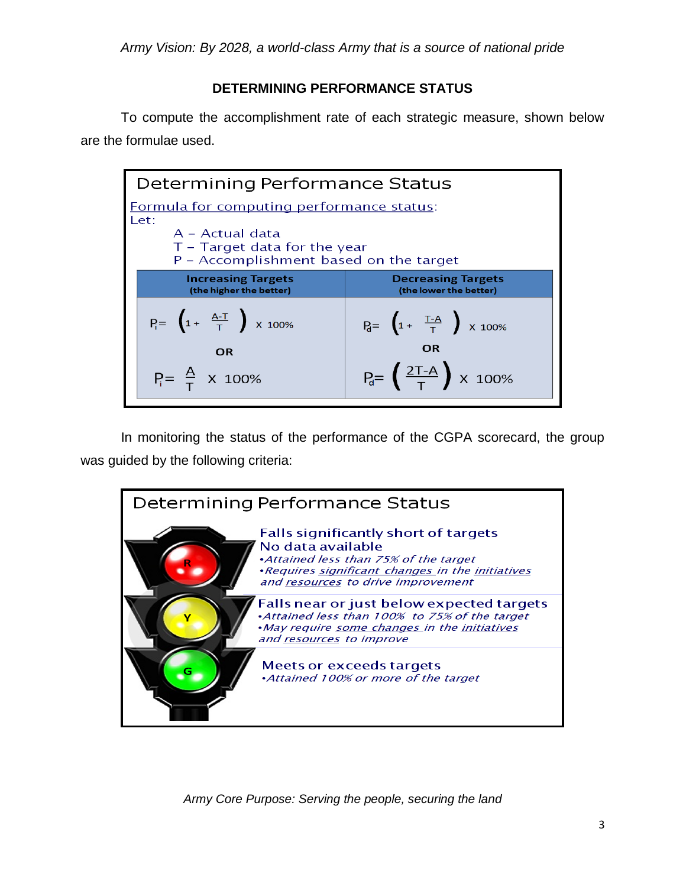## DETERMINING PERFORMANCE STATUS

To compute the accomplishment rate of each strategic measure, shown below are the formulae used.

### Determining Performance Status

Formula for computing performance status:

Let:

- A – Actual data
- T – Target data for the year
- P – Accomplishment based on the target

| Increasing Targets (the higher the better) | Decreasing Targets (the lower the better) |
|---|---|
| $P_i = \left(1 + \frac{A-T}{T}\right) \times 100\%$ | $P_d = \left(1 + \frac{T-A}{T}\right) \times 100\%$ |
| OR | OR |
| $P_i = \frac{A}{T} \times 100\%$ | $P_d = \left(\frac{2T-A}{T}\right) \times 100\%$ |

In monitoring the status of the performance of the CGPA scorecard, the group was guided by the following criteria:

### Determining Performance Status

**R** – Falls significantly short of targets
No data available

- *Attained less than 75% of the target*
- *Requires significant changes in the initiatives and resources to drive improvement*

**Y** – Falls near or just below expected targets

- *Attained less than 100% to 75% of the target*
- *May require some changes in the initiatives and resources to improve*

**G** – Meets or exceeds targets

- *Attained 100% or more of the target*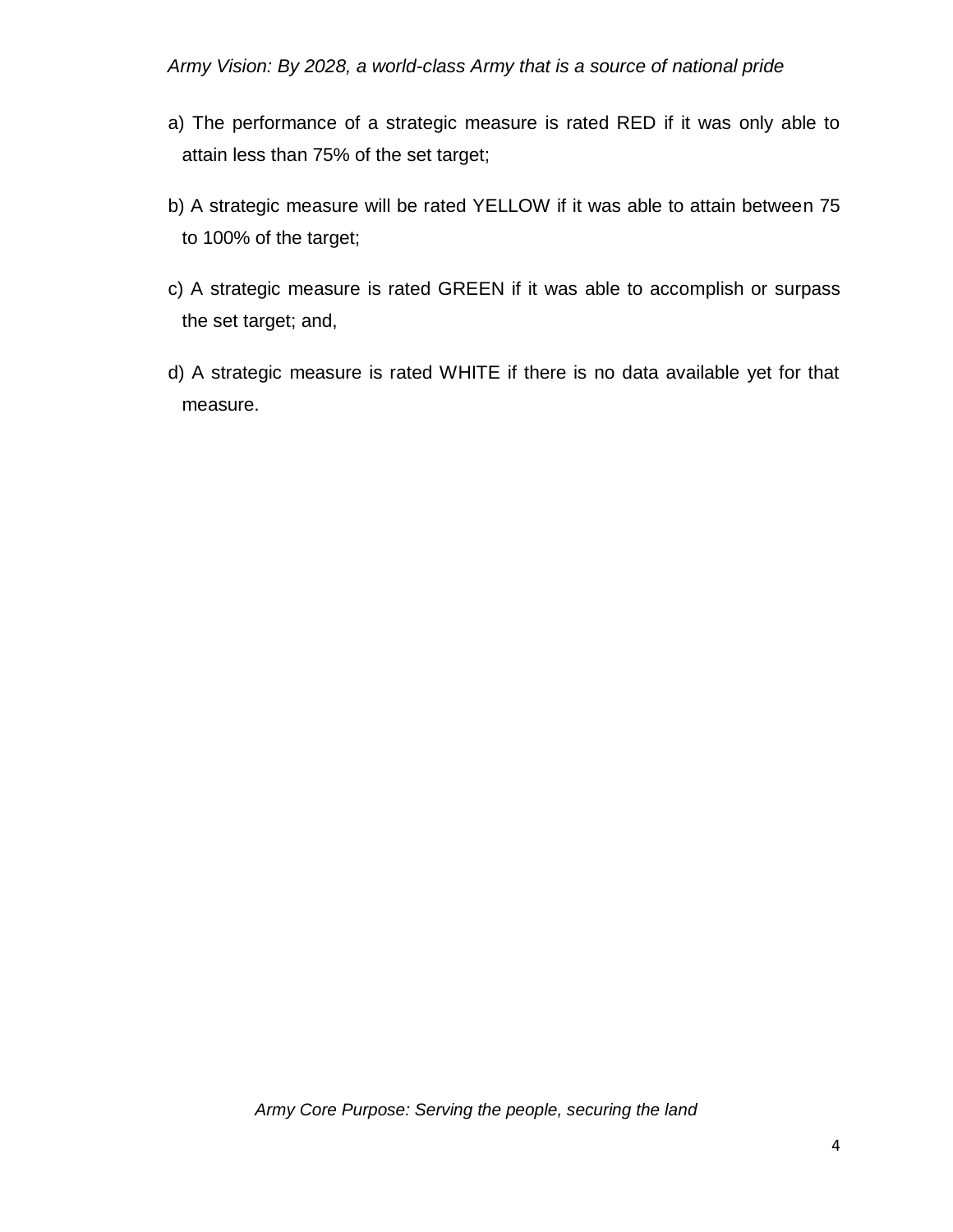a) The performance of a strategic measure is rated RED if it was only able to attain less than 75% of the set target;

b) A strategic measure will be rated YELLOW if it was able to attain between 75 to 100% of the target;

c) A strategic measure is rated GREEN if it was able to accomplish or surpass the set target; and,

d) A strategic measure is rated WHITE if there is no data available yet for that measure.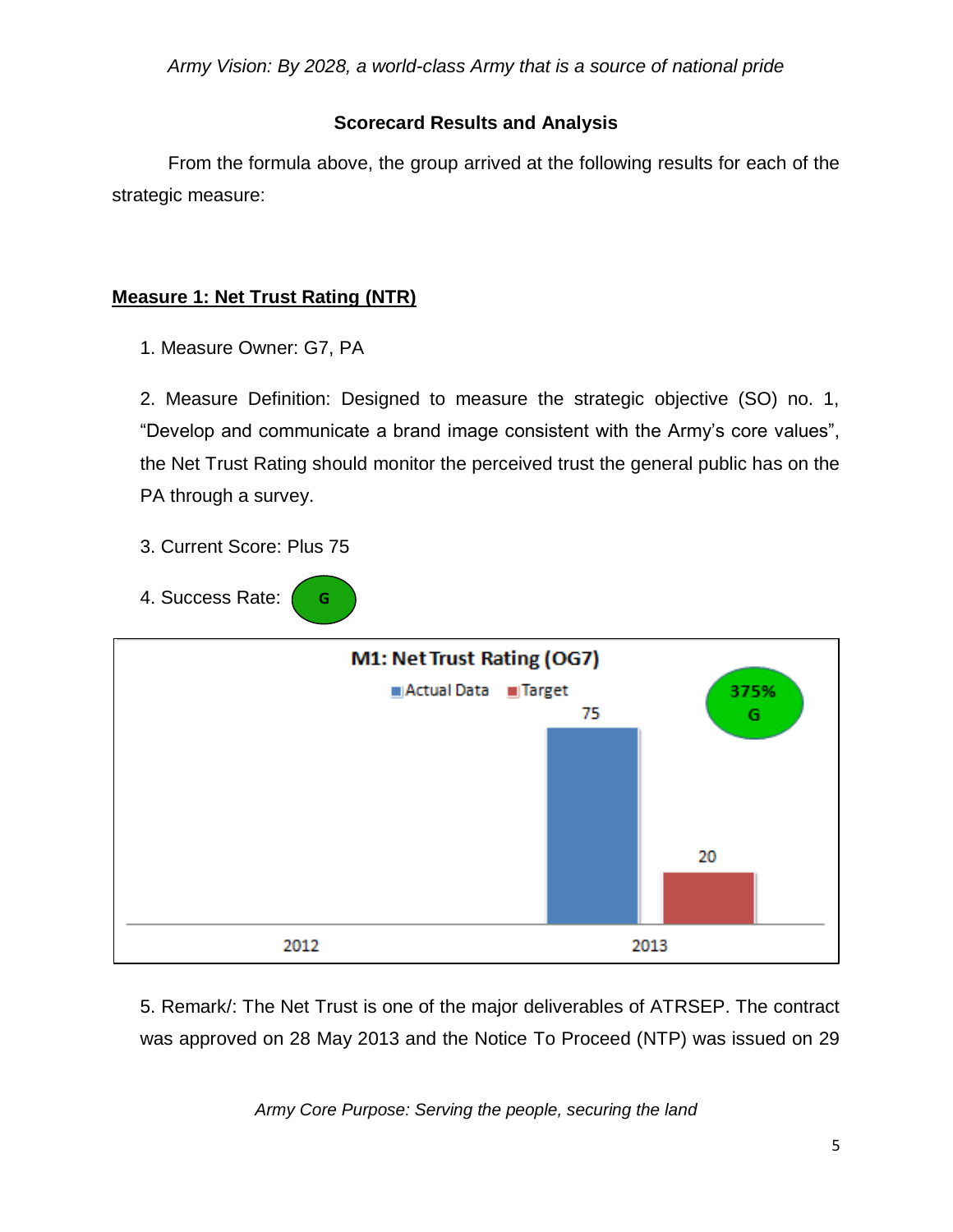### Scorecard Results and Analysis

From the formula above, the group arrived at the following results for each of the strategic measure:

**Measure 1: Net Trust Rating (NTR)**

1. Measure Owner: G7, PA

2. Measure Definition: Designed to measure the strategic objective (SO) no. 1, "Develop and communicate a brand image consistent with the Army's core values", the Net Trust Rating should monitor the perceived trust the general public has on the PA through a survey.

3. Current Score: Plus 75

4. Success Rate: G

**M1: Net Trust Rating (OG7)**

| Year | Actual Data | Target |
|---|---|---|
| 2012 | | |
| 2013 | 75 | 20 |

375% G

5. Remark/: The Net Trust is one of the major deliverables of ATRSEP. The contract was approved on 28 May 2013 and the Notice To Proceed (NTP) was issued on 29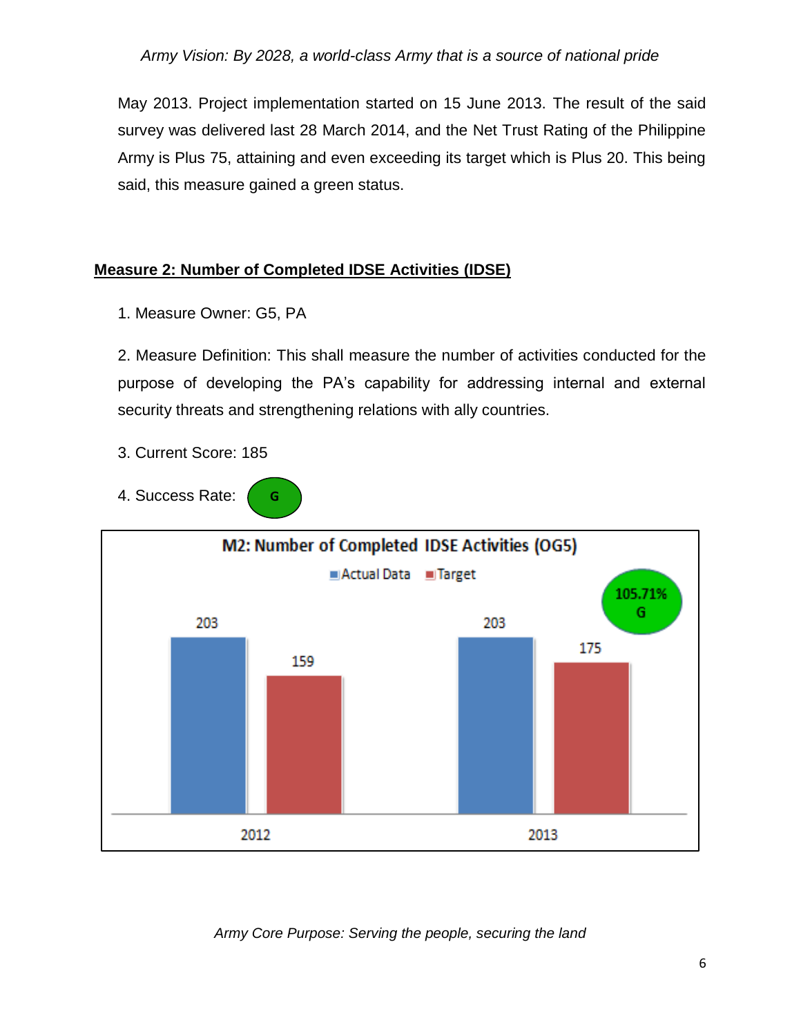May 2013. Project implementation started on 15 June 2013. The result of the said survey was delivered last 28 March 2014, and the Net Trust Rating of the Philippine Army is Plus 75, attaining and even exceeding its target which is Plus 20. This being said, this measure gained a green status.

**Measure 2: Number of Completed IDSE Activities (IDSE)**

1. Measure Owner: G5, PA

2. Measure Definition: This shall measure the number of activities conducted for the purpose of developing the PA's capability for addressing internal and external security threats and strengthening relations with ally countries.

3. Current Score: 185

4. Success Rate: G

**M2: Number of Completed IDSE Activities (OG5)**

| Year | Actual Data | Target |
|---|---|---|
| 2012 | 203 | 159 |
| 2013 | 203 | 175 |

105.71% G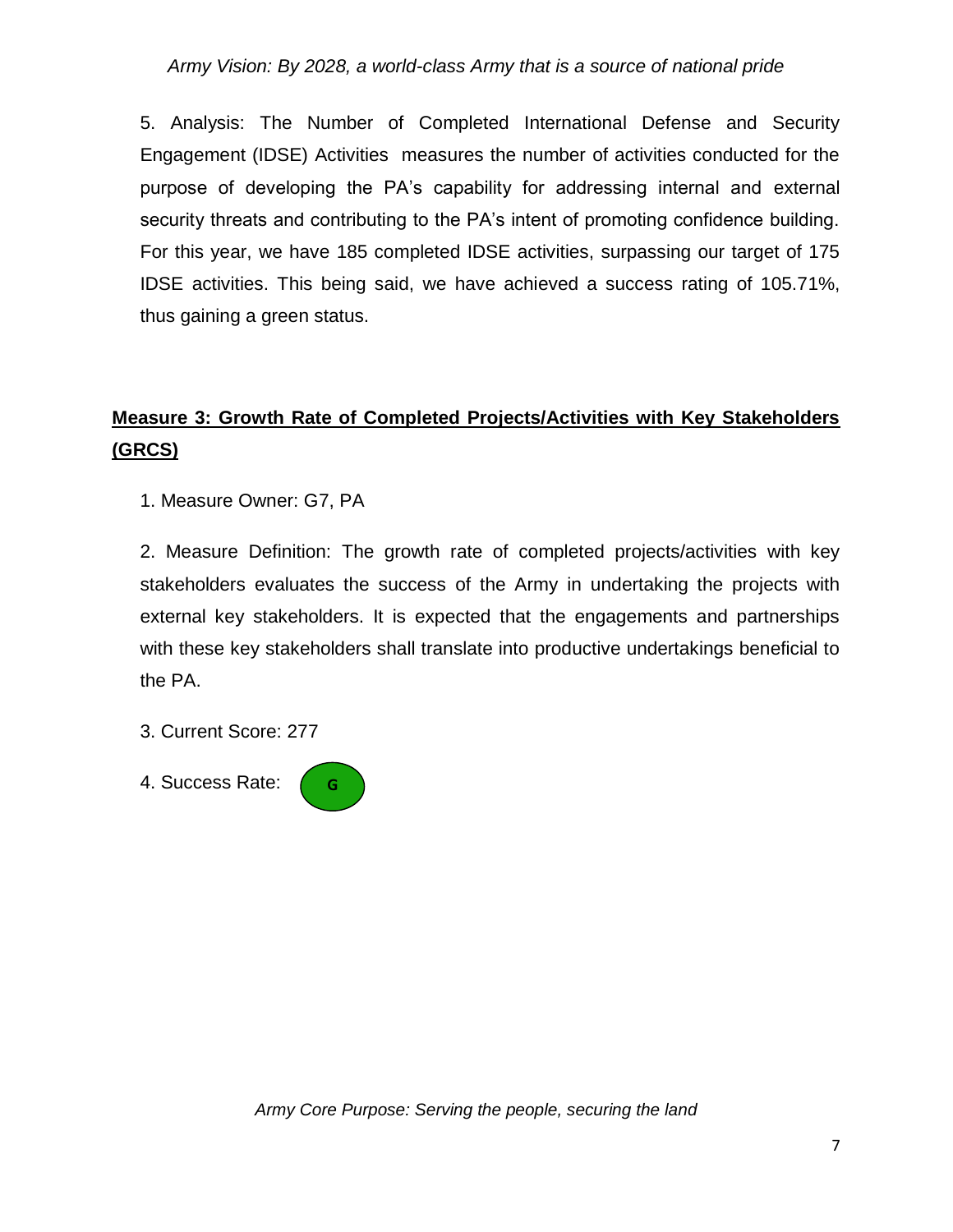5. Analysis: The Number of Completed International Defense and Security Engagement (IDSE) Activities measures the number of activities conducted for the purpose of developing the PA's capability for addressing internal and external security threats and contributing to the PA's intent of promoting confidence building. For this year, we have 185 completed IDSE activities, surpassing our target of 175 IDSE activities. This being said, we have achieved a success rating of 105.71%, thus gaining a green status.

## Measure 3: Growth Rate of Completed Projects/Activities with Key Stakeholders (GRCS)

1. Measure Owner: G7, PA

2. Measure Definition: The growth rate of completed projects/activities with key stakeholders evaluates the success of the Army in undertaking the projects with external key stakeholders. It is expected that the engagements and partnerships with these key stakeholders shall translate into productive undertakings beneficial to the PA.

3. Current Score: 277

4. Success Rate: G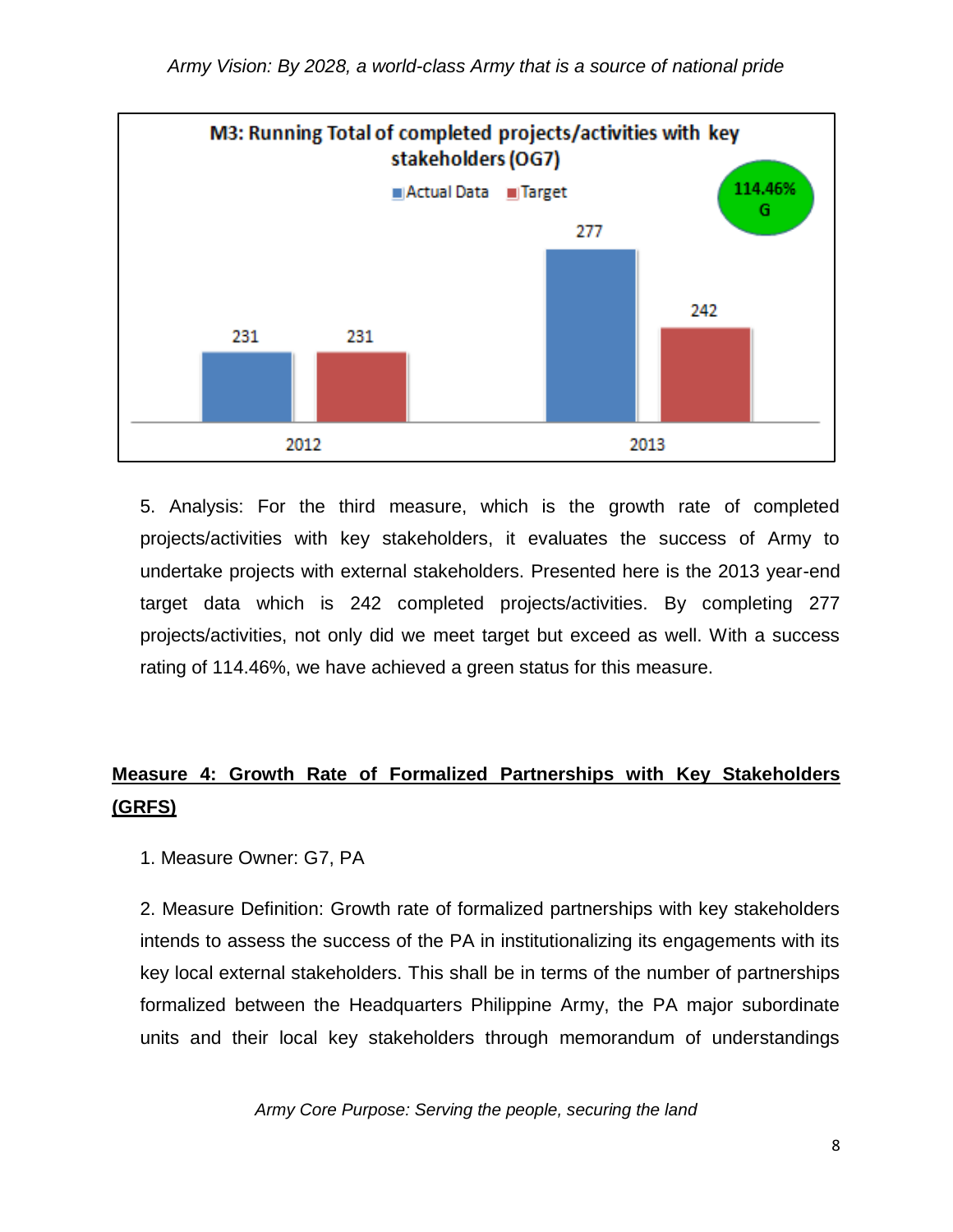**M3: Running Total of completed projects/activities with key stakeholders (OG7)**

| Year | Actual Data | Target |
|---|---|---|
| 2012 | 231 | 231 |
| 2013 | 277 | 242 |

114.46% G

5. Analysis: For the third measure, which is the growth rate of completed projects/activities with key stakeholders, it evaluates the success of Army to undertake projects with external stakeholders. Presented here is the 2013 year-end target data which is 242 completed projects/activities. By completing 277 projects/activities, not only did we meet target but exceed as well. With a success rating of 114.46%, we have achieved a green status for this measure.

## Measure 4: Growth Rate of Formalized Partnerships with Key Stakeholders (GRFS)

1. Measure Owner: G7, PA

2. Measure Definition: Growth rate of formalized partnerships with key stakeholders intends to assess the success of the PA in institutionalizing its engagements with its key local external stakeholders. This shall be in terms of the number of partnerships formalized between the Headquarters Philippine Army, the PA major subordinate units and their local key stakeholders through memorandum of understandings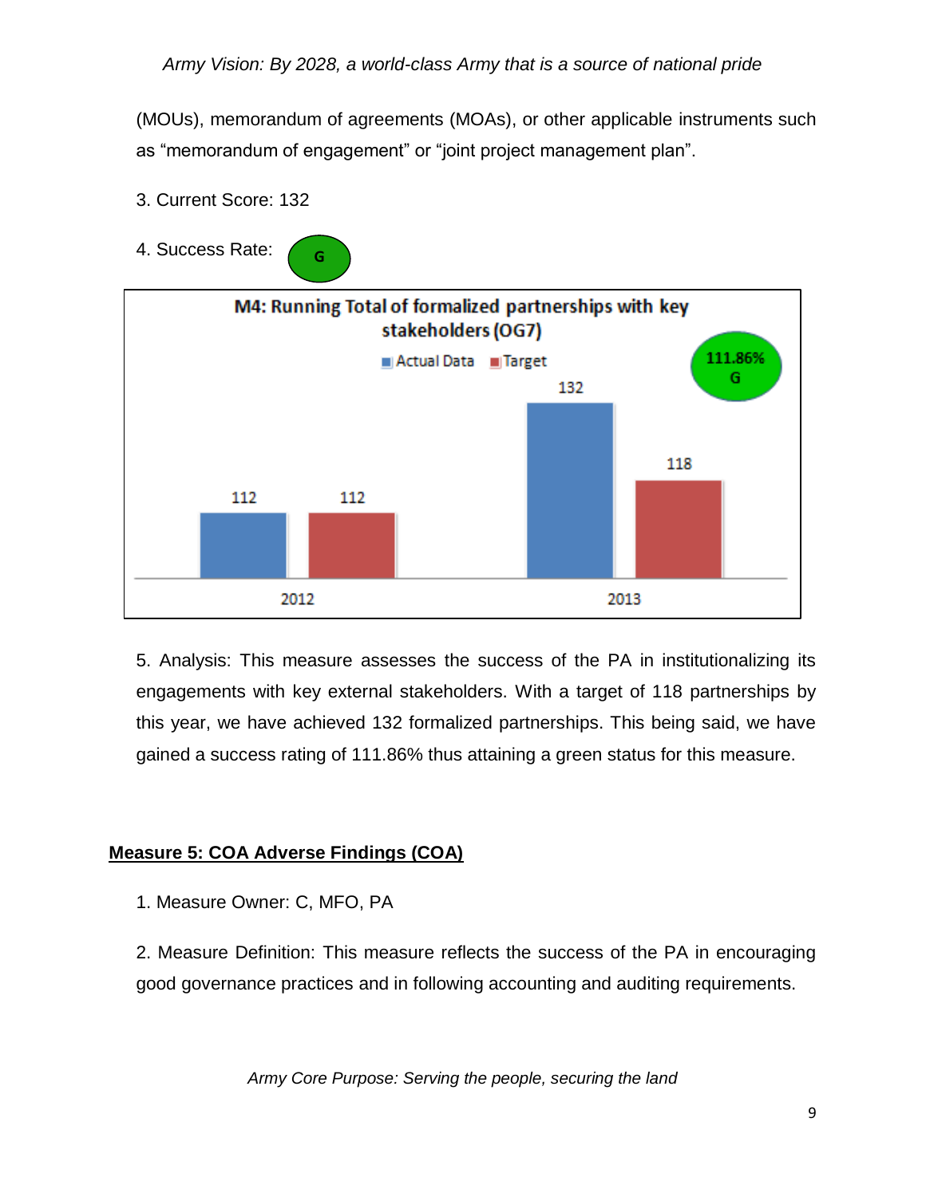(MOUs), memorandum of agreements (MOAs), or other applicable instruments such as “memorandum of engagement” or “joint project management plan”.

3. Current Score: 132

4. Success Rate: G

**M4: Running Total of formalized partnerships with key stakeholders (OG7)**

| | Actual Data | Target |
|---|---|---|
| 2012 | 112 | 112 |
| 2013 | 132 | 118 |

111.86% G

5. Analysis: This measure assesses the success of the PA in institutionalizing its engagements with key external stakeholders. With a target of 118 partnerships by this year, we have achieved 132 formalized partnerships. This being said, we have gained a success rating of 111.86% thus attaining a green status for this measure.

**Measure 5: COA Adverse Findings (COA)**

1. Measure Owner: C, MFO, PA

2. Measure Definition: This measure reflects the success of the PA in encouraging good governance practices and in following accounting and auditing requirements.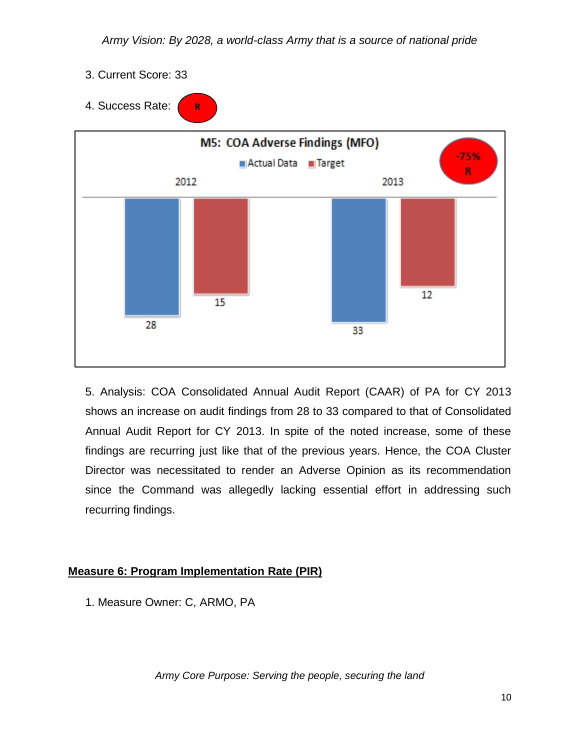3. Current Score: 33

4. Success Rate: R

**M5: COA Adverse Findings (MFO)**

-75% R

| | Actual Data | Target |
|---|---|---|
| 2012 | 28 | 15 |
| 2013 | 33 | 12 |

5. Analysis: COA Consolidated Annual Audit Report (CAAR) of PA for CY 2013 shows an increase on audit findings from 28 to 33 compared to that of Consolidated Annual Audit Report for CY 2013. In spite of the noted increase, some of these findings are recurring just like that of the previous years. Hence, the COA Cluster Director was necessitated to render an Adverse Opinion as its recommendation since the Command was allegedly lacking essential effort in addressing such recurring findings.

## Measure 6: Program Implementation Rate (PIR)

1. Measure Owner: C, ARMO, PA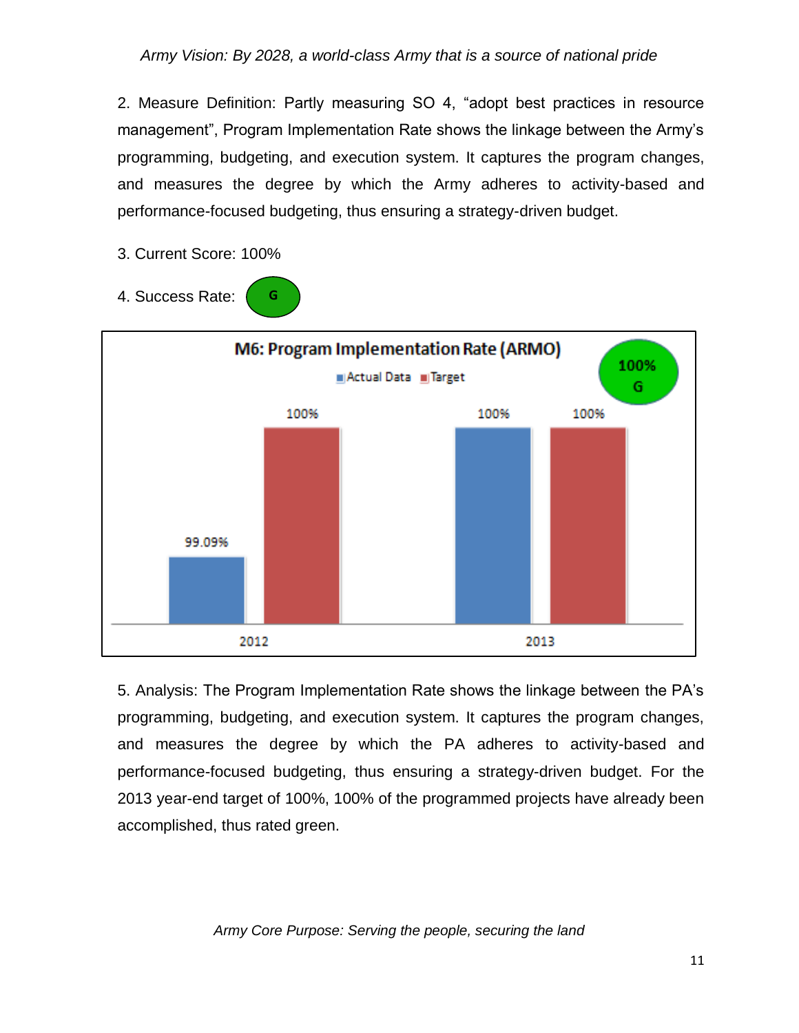2. Measure Definition: Partly measuring SO 4, "adopt best practices in resource management", Program Implementation Rate shows the linkage between the Army's programming, budgeting, and execution system. It captures the program changes, and measures the degree by which the Army adheres to activity-based and performance-focused budgeting, thus ensuring a strategy-driven budget.

3. Current Score: 100%

4. Success Rate: G

**M6: Program Implementation Rate (ARMO)**

100% G

| | Actual Data | Target |
|---|---|---|
| 2012 | 99.09% | 100% |
| 2013 | 100% | 100% |

5. Analysis: The Program Implementation Rate shows the linkage between the PA's programming, budgeting, and execution system. It captures the program changes, and measures the degree by which the PA adheres to activity-based and performance-focused budgeting, thus ensuring a strategy-driven budget. For the 2013 year-end target of 100%, 100% of the programmed projects have already been accomplished, thus rated green.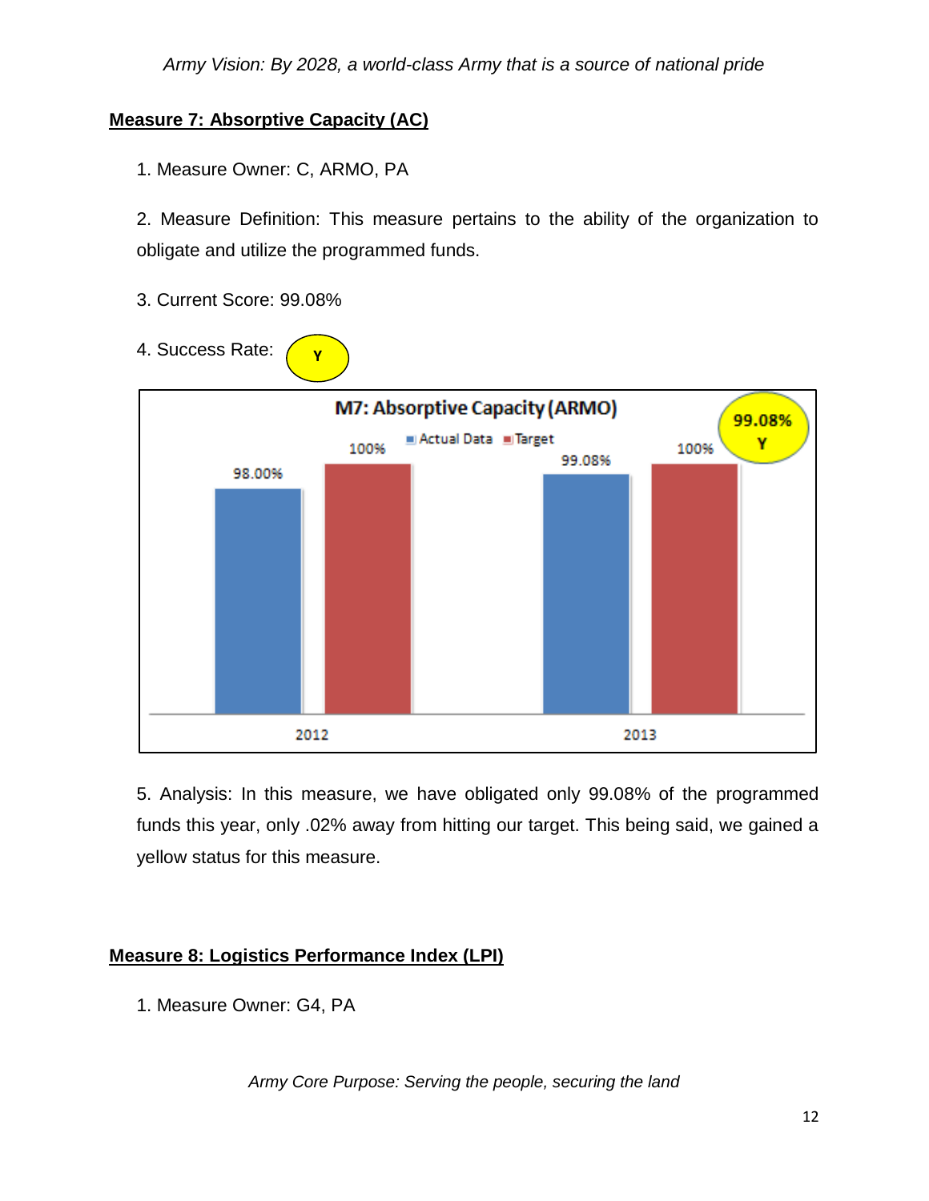## Measure 7: Absorptive Capacity (AC)

1. Measure Owner: C, ARMO, PA

2. Measure Definition: This measure pertains to the ability of the organization to obligate and utilize the programmed funds.

3. Current Score: 99.08%

4. Success Rate: Y

M7: Absorptive Capacity (ARMO)

| Year | Actual Data | Target |
|---|---|---|
| 2012 | 98.00% | 100% |
| 2013 | 99.08% | 100% |

99.08% Y

5. Analysis: In this measure, we have obligated only 99.08% of the programmed funds this year, only .02% away from hitting our target. This being said, we gained a yellow status for this measure.

## Measure 8: Logistics Performance Index (LPI)

1. Measure Owner: G4, PA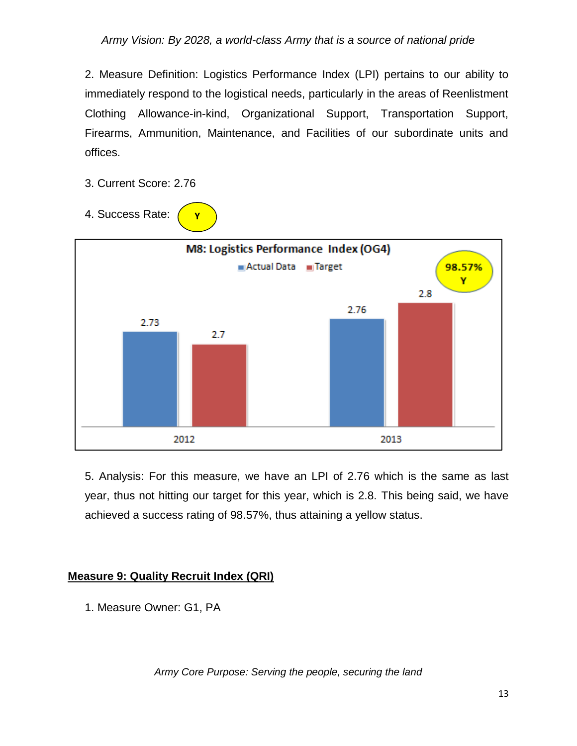2. Measure Definition: Logistics Performance Index (LPI) pertains to our ability to immediately respond to the logistical needs, particularly in the areas of Reenlistment Clothing Allowance-in-kind, Organizational Support, Transportation Support, Firearms, Ammunition, Maintenance, and Facilities of our subordinate units and offices.

3. Current Score: 2.76

4. Success Rate: Y

**M8: Logistics Performance Index (OG4)**

| Year | Actual Data | Target |
|---|---|---|
| 2012 | 2.73 | 2.7 |
| 2013 | 2.76 | 2.8 |

98.57% Y

5. Analysis: For this measure, we have an LPI of 2.76 which is the same as last year, thus not hitting our target for this year, which is 2.8. This being said, we have achieved a success rating of 98.57%, thus attaining a yellow status.

## Measure 9: Quality Recruit Index (QRI)

1. Measure Owner: G1, PA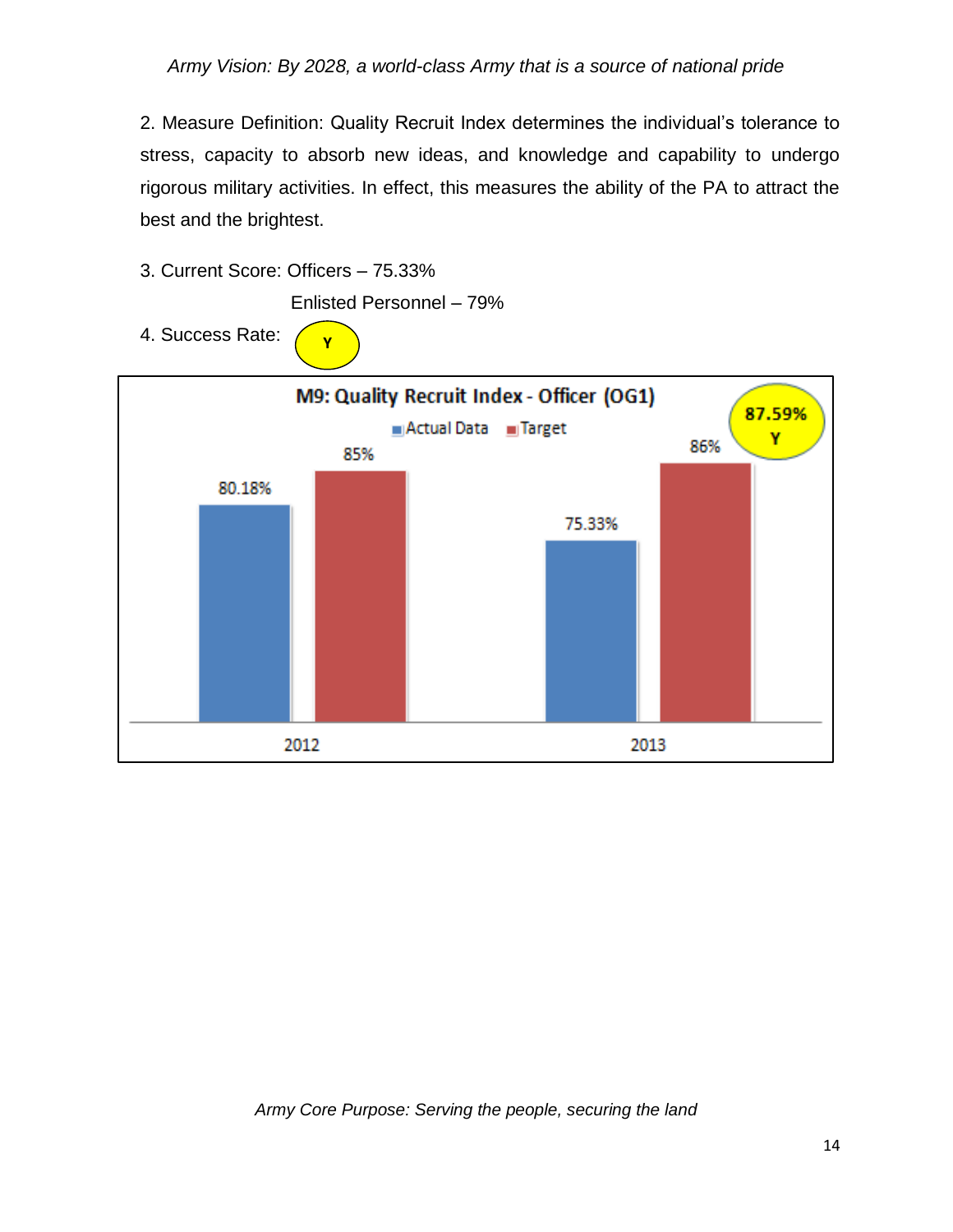2. Measure Definition: Quality Recruit Index determines the individual's tolerance to stress, capacity to absorb new ideas, and knowledge and capability to undergo rigorous military activities. In effect, this measures the ability of the PA to attract the best and the brightest.

3. Current Score: Officers – 75.33%

Enlisted Personnel – 79%

4. Success Rate: Y

**M9: Quality Recruit Index - Officer (OG1)**

| Year | Actual Data | Target |
|---|---|---|
| 2012 | 80.18% | 85% |
| 2013 | 75.33% | 86% |

87.59% Y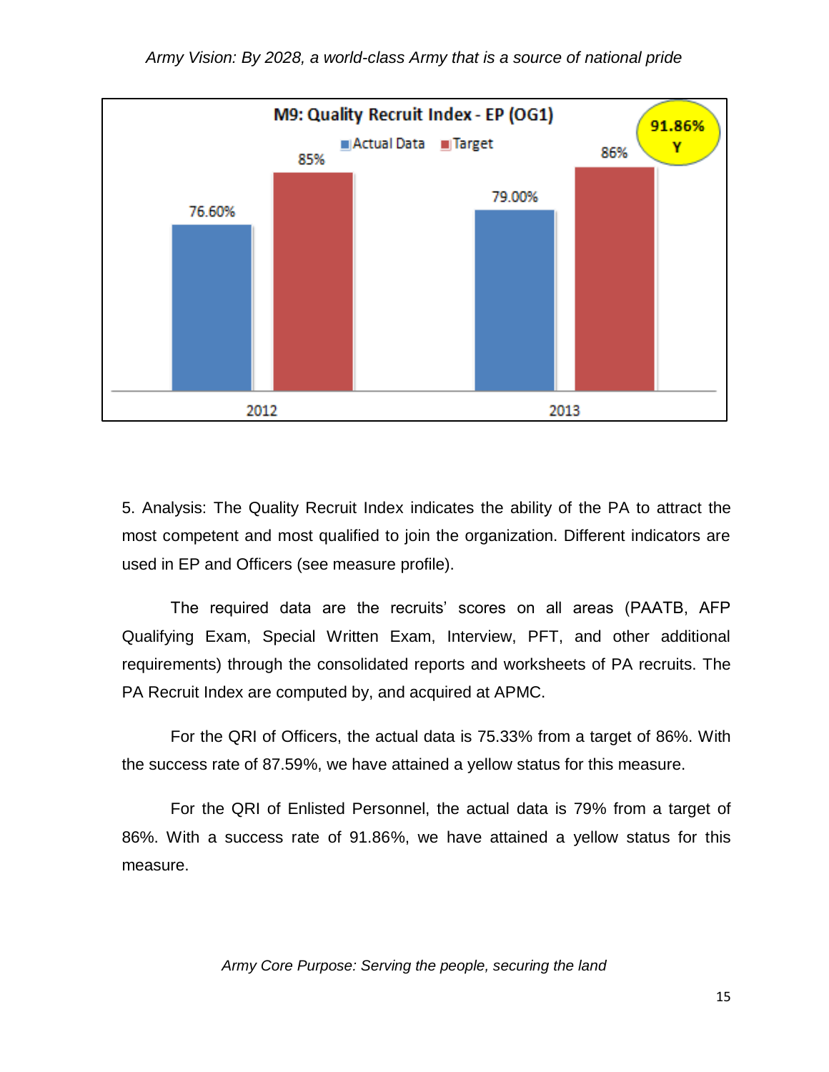**M9: Quality Recruit Index - EP (OG1)**

| | Actual Data | Target |
|---|---|---|
| 2012 | 76.60% | 85% |
| 2013 | 79.00% | 86% |

91.86% Y

5. Analysis: The Quality Recruit Index indicates the ability of the PA to attract the most competent and most qualified to join the organization. Different indicators are used in EP and Officers (see measure profile).

The required data are the recruits' scores on all areas (PAATB, AFP Qualifying Exam, Special Written Exam, Interview, PFT, and other additional requirements) through the consolidated reports and worksheets of PA recruits. The PA Recruit Index are computed by, and acquired at APMC.

For the QRI of Officers, the actual data is 75.33% from a target of 86%. With the success rate of 87.59%, we have attained a yellow status for this measure.

For the QRI of Enlisted Personnel, the actual data is 79% from a target of 86%. With a success rate of 91.86%, we have attained a yellow status for this measure.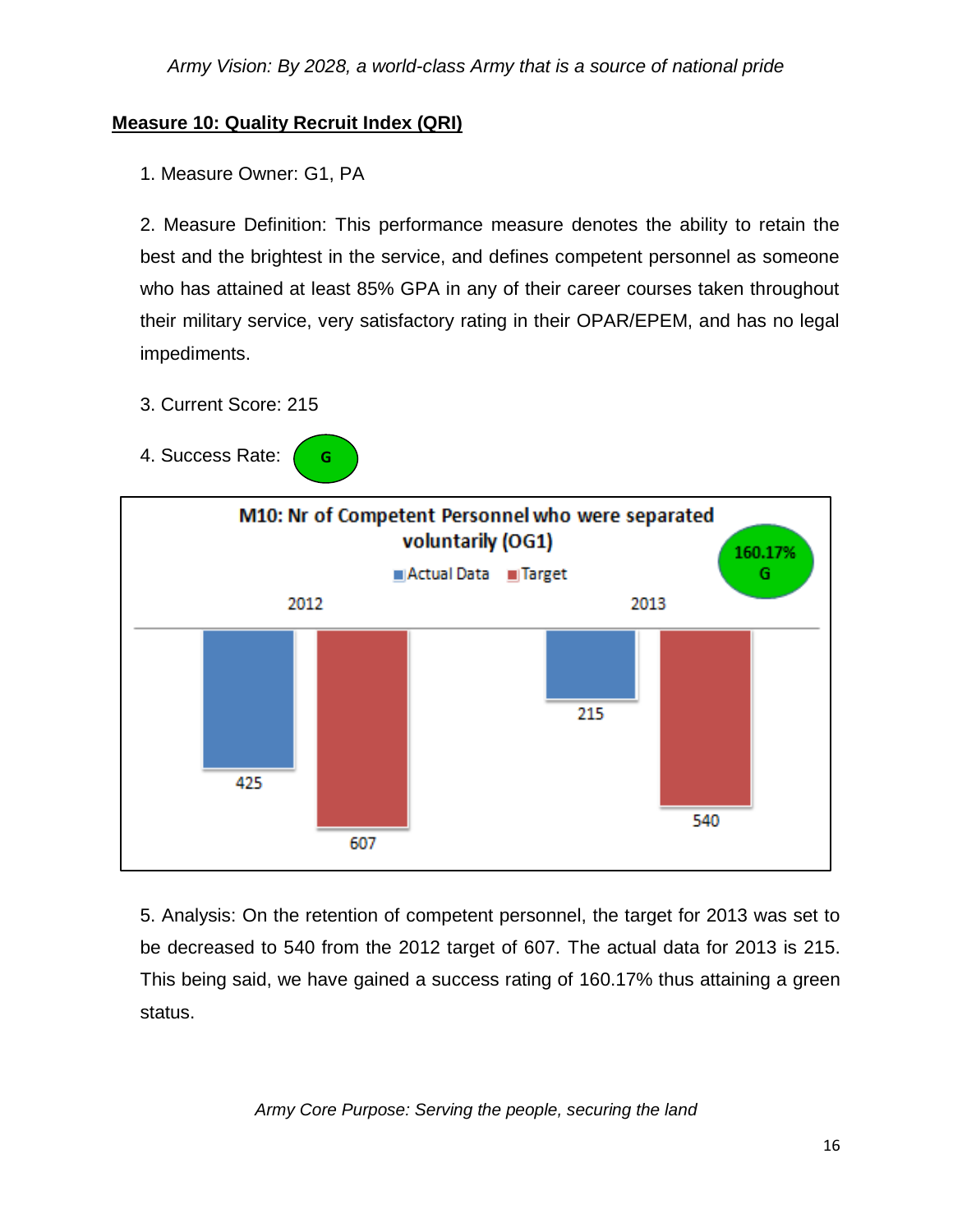## Measure 10: Quality Recruit Index (QRI)

1. Measure Owner: G1, PA

2. Measure Definition: This performance measure denotes the ability to retain the best and the brightest in the service, and defines competent personnel as someone who has attained at least 85% GPA in any of their career courses taken throughout their military service, very satisfactory rating in their OPAR/EPEM, and has no legal impediments.

3. Current Score: 215

4. Success Rate: G

**M10: Nr of Competent Personnel who were separated voluntarily (OG1)**

160.17% G

| Year | Actual Data | Target |
|---|---|---|
| 2012 | 425 | 607 |
| 2013 | 215 | 540 |

5. Analysis: On the retention of competent personnel, the target for 2013 was set to be decreased to 540 from the 2012 target of 607. The actual data for 2013 is 215. This being said, we have gained a success rating of 160.17% thus attaining a green status.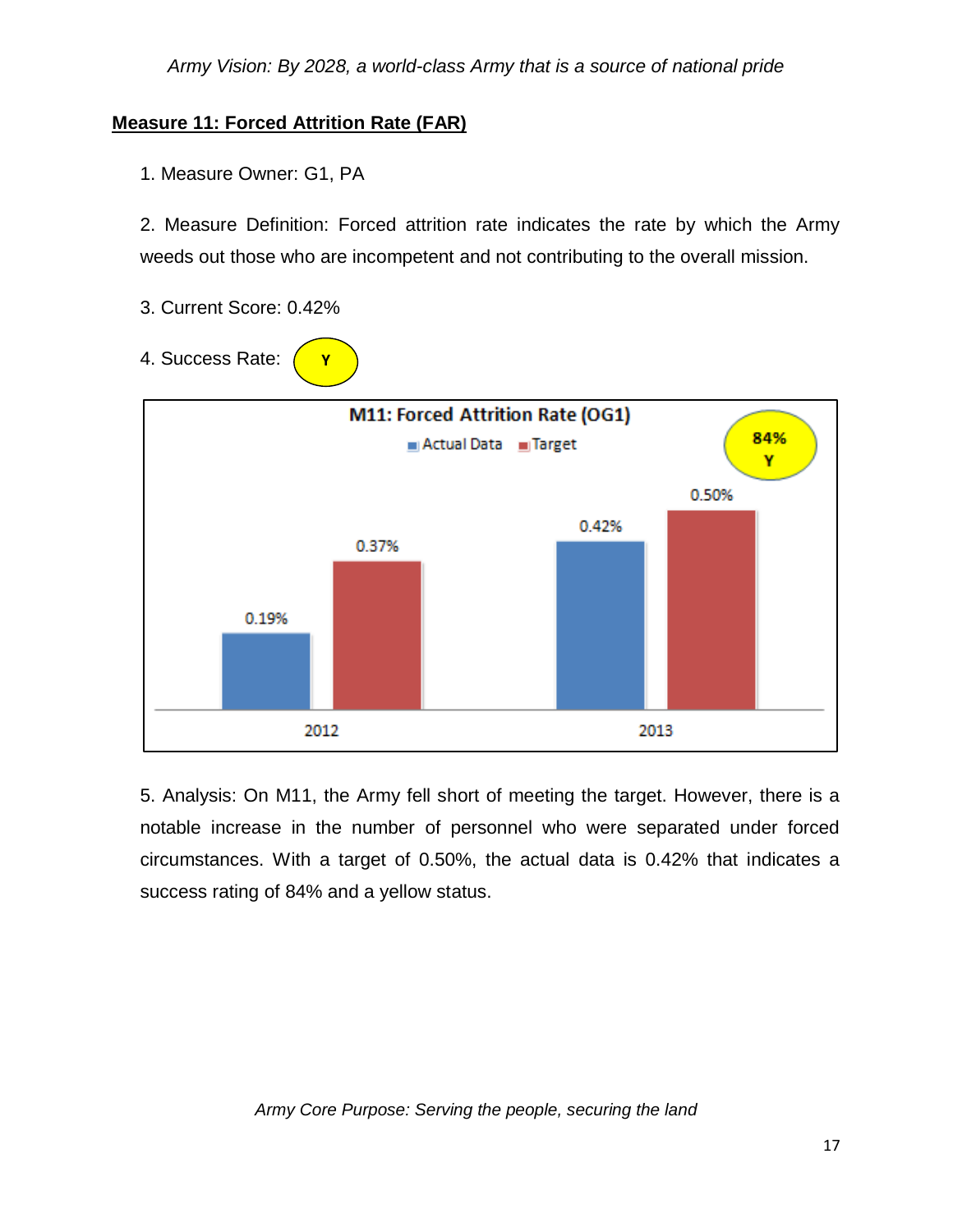## Measure 11: Forced Attrition Rate (FAR)

1. Measure Owner: G1, PA

2. Measure Definition: Forced attrition rate indicates the rate by which the Army weeds out those who are incompetent and not contributing to the overall mission.

3. Current Score: 0.42%

4. Success Rate: Y

**M11: Forced Attrition Rate (OG1)**

84% Y

| Year | Actual Data | Target |
|---|---|---|
| 2012 | 0.19% | 0.37% |
| 2013 | 0.42% | 0.50% |

5. Analysis: On M11, the Army fell short of meeting the target. However, there is a notable increase in the number of personnel who were separated under forced circumstances. With a target of 0.50%, the actual data is 0.42% that indicates a success rating of 84% and a yellow status.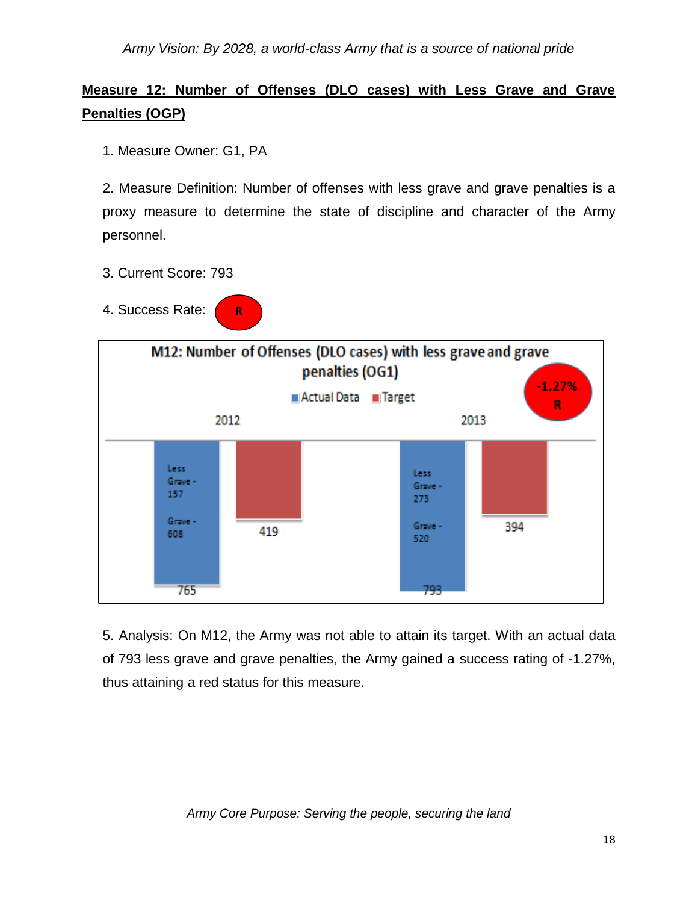## Measure 12: Number of Offenses (DLO cases) with Less Grave and Grave Penalties (OGP)

1. Measure Owner: G1, PA

2. Measure Definition: Number of offenses with less grave and grave penalties is a proxy measure to determine the state of discipline and character of the Army personnel.

3. Current Score: 793

4. Success Rate: R

M12: Number of Offenses (DLO cases) with less grave and grave penalties (OG1)

-1.27% R

| Year | Actual Data | Target |
|---|---|---|
| 2012 | 765 (Less Grave - 157; Grave - 608) | 419 |
| 2013 | 793 (Less Grave - 273; Grave - 520) | 394 |

5. Analysis: On M12, the Army was not able to attain its target. With an actual data of 793 less grave and grave penalties, the Army gained a success rating of -1.27%, thus attaining a red status for this measure.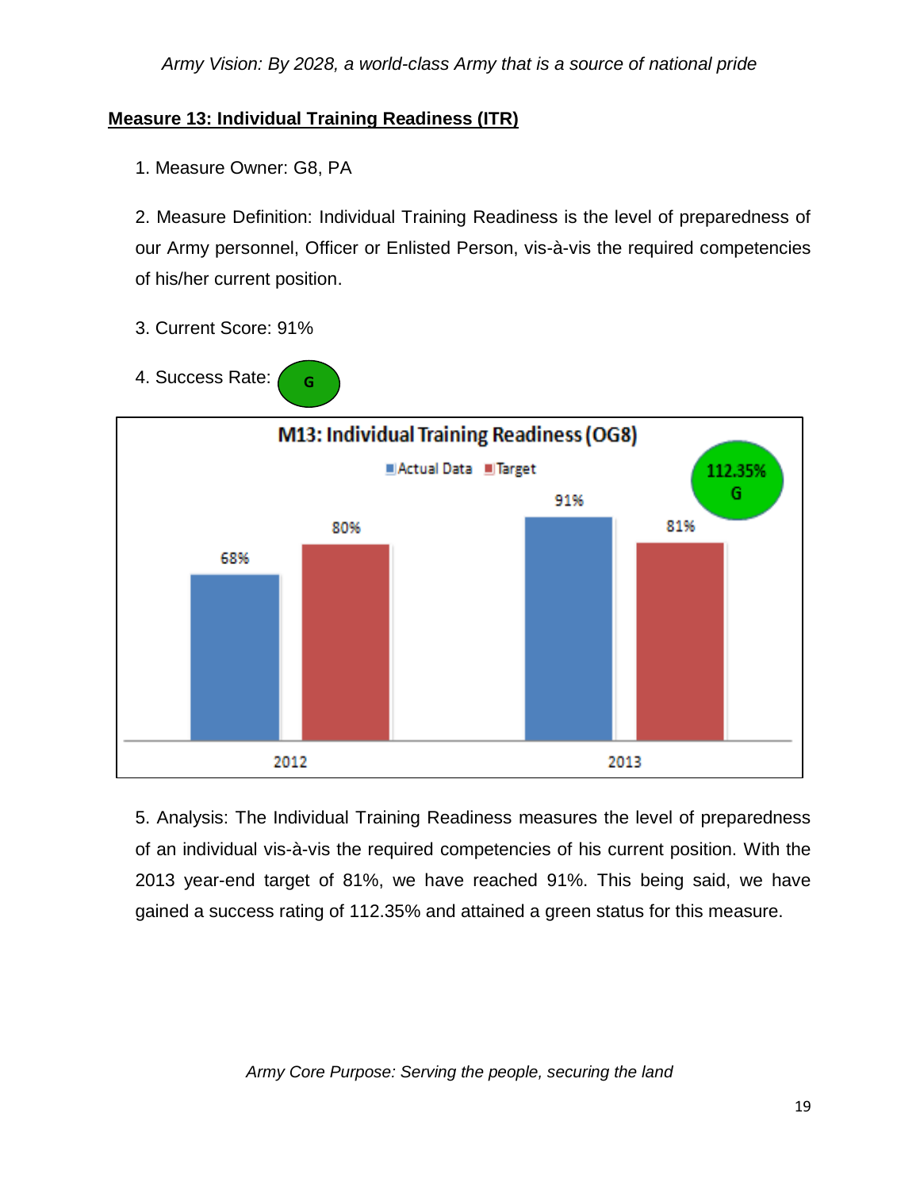**Measure 13: Individual Training Readiness (ITR)**

1. Measure Owner: G8, PA

2. Measure Definition: Individual Training Readiness is the level of preparedness of our Army personnel, Officer or Enlisted Person, vis-à-vis the required competencies of his/her current position.

3. Current Score: 91%

4. Success Rate: G

**M13: Individual Training Readiness (OG8)**

| Year | Actual Data | Target |
|---|---|---|
| 2012 | 68% | 80% |
| 2013 | 91% | 81% |

112.35% G

5. Analysis: The Individual Training Readiness measures the level of preparedness of an individual vis-à-vis the required competencies of his current position. With the 2013 year-end target of 81%, we have reached 91%. This being said, we have gained a success rating of 112.35% and attained a green status for this measure.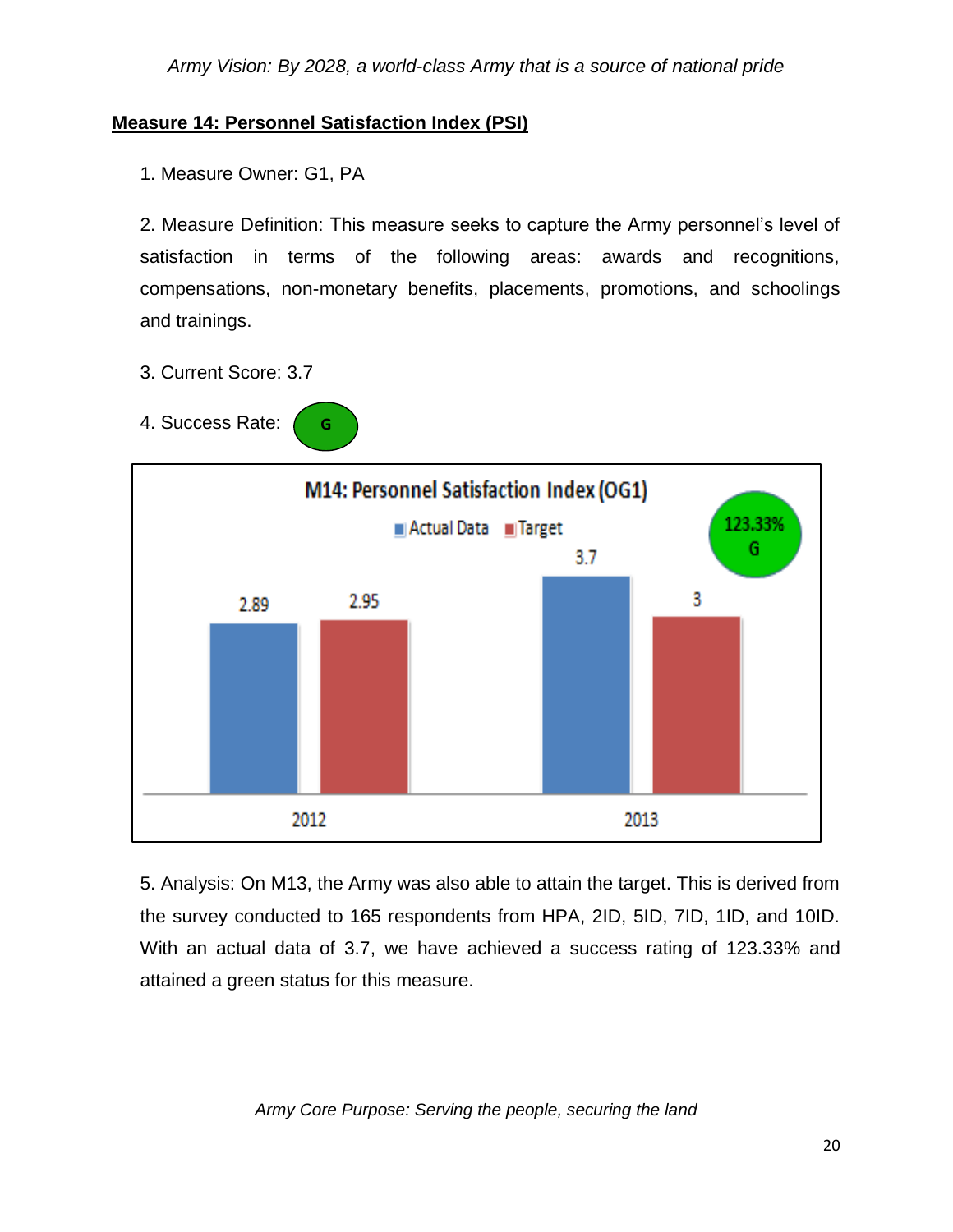## Measure 14: Personnel Satisfaction Index (PSI)

1. Measure Owner: G1, PA

2. Measure Definition: This measure seeks to capture the Army personnel's level of satisfaction in terms of the following areas: awards and recognitions, compensations, non-monetary benefits, placements, promotions, and schoolings and trainings.

3. Current Score: 3.7

4. Success Rate: G

**M14: Personnel Satisfaction Index (OG1)**

| Year | Actual Data | Target |
| --- | --- | --- |
| 2012 | 2.89 | 2.95 |
| 2013 | 3.7 | 3 |

123.33% G

5. Analysis: On M13, the Army was also able to attain the target. This is derived from the survey conducted to 165 respondents from HPA, 2ID, 5ID, 7ID, 1ID, and 10ID. With an actual data of 3.7, we have achieved a success rating of 123.33% and attained a green status for this measure.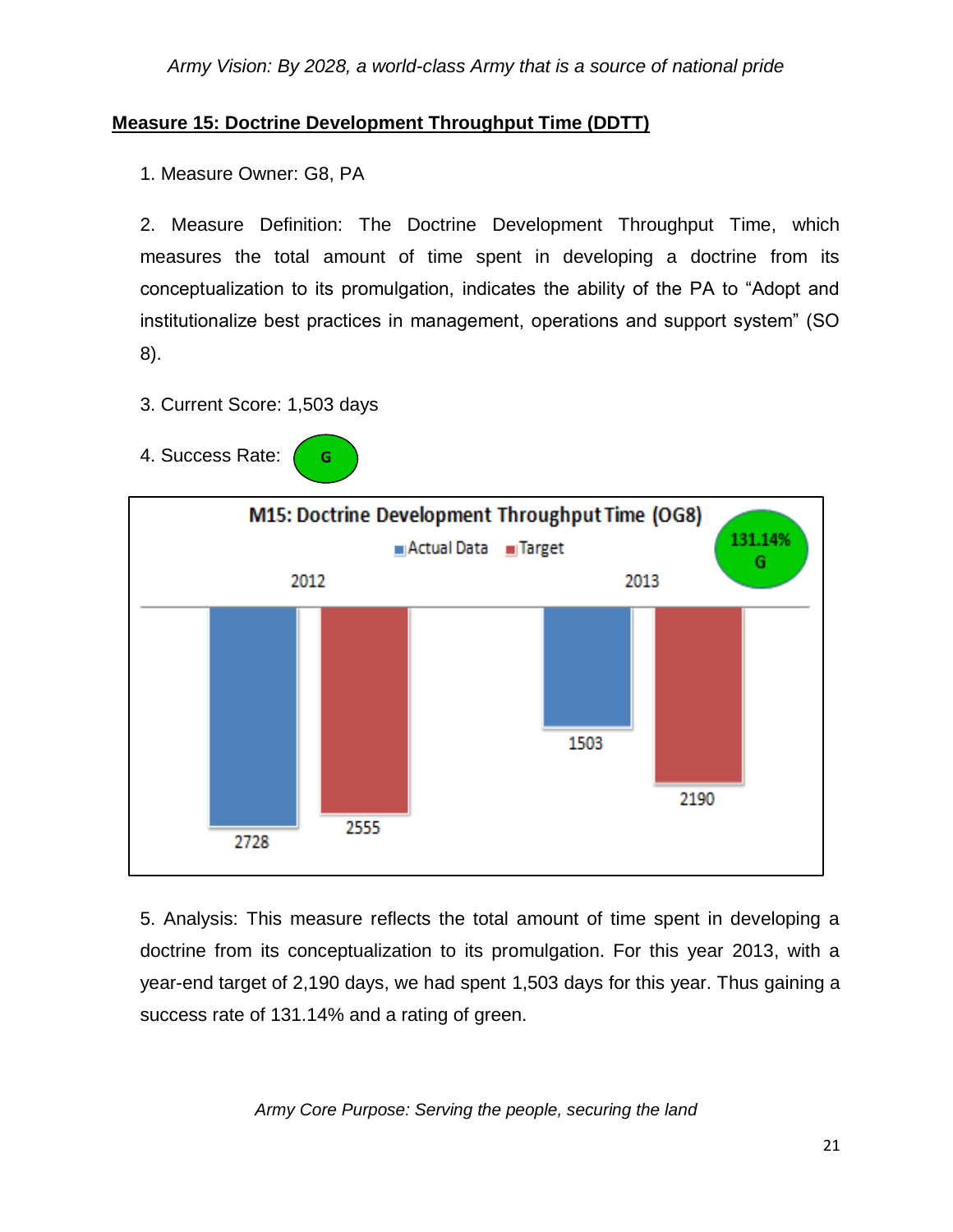**Measure 15: Doctrine Development Throughput Time (DDTT)**

1. Measure Owner: G8, PA

2. Measure Definition: The Doctrine Development Throughput Time, which measures the total amount of time spent in developing a doctrine from its conceptualization to its promulgation, indicates the ability of the PA to "Adopt and institutionalize best practices in management, operations and support system" (SO 8).

3. Current Score: 1,503 days

4. Success Rate: G

**M15: Doctrine Development Throughput Time (OG8)**

131.14% G

| | Actual Data | Target |
|---|---|---|
| 2012 | 2728 | 2555 |
| 2013 | 1503 | 2190 |

5. Analysis: This measure reflects the total amount of time spent in developing a doctrine from its conceptualization to its promulgation. For this year 2013, with a year-end target of 2,190 days, we had spent 1,503 days for this year. Thus gaining a success rate of 131.14% and a rating of green.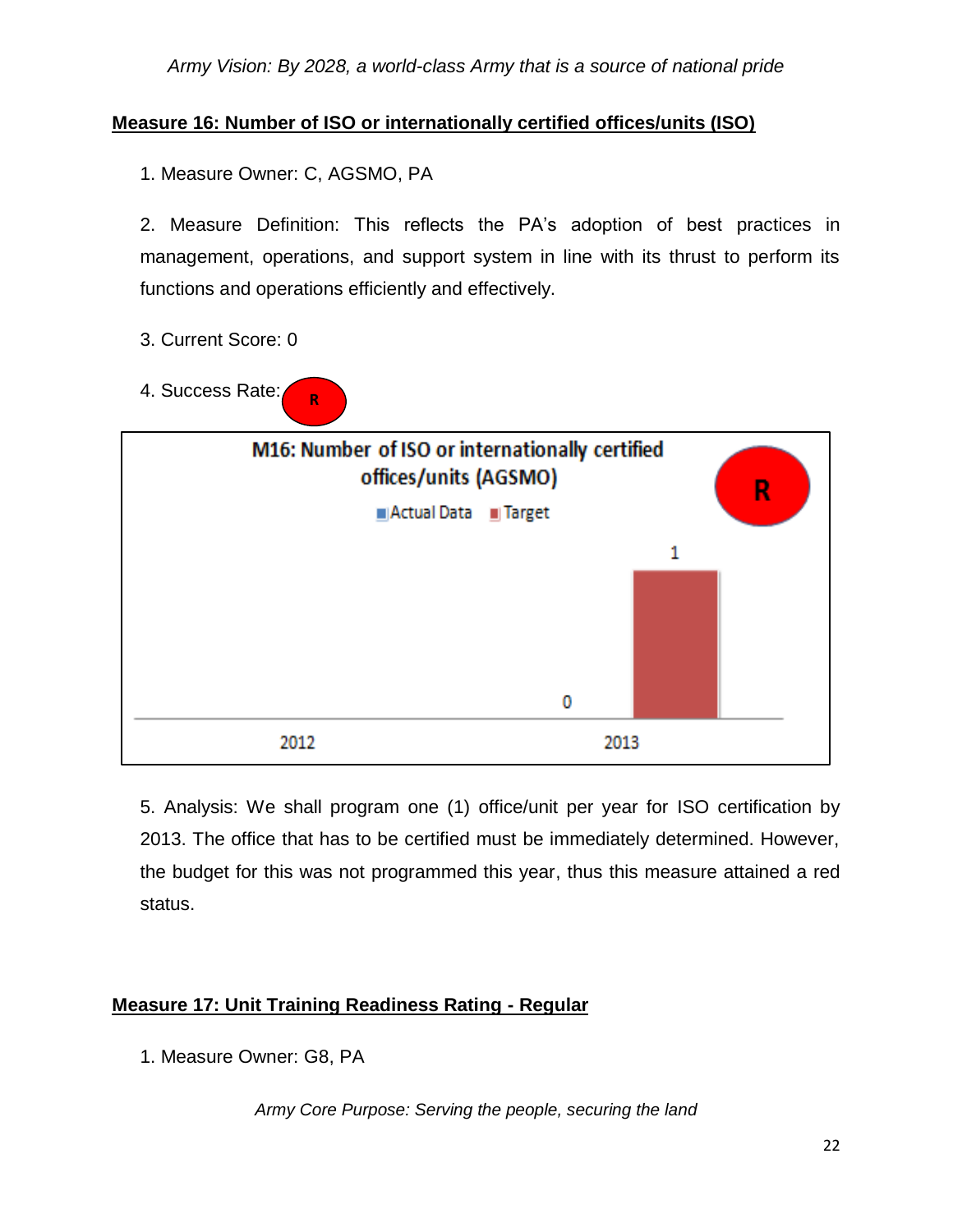## Measure 16: Number of ISO or internationally certified offices/units (ISO)

1. Measure Owner: C, AGSMO, PA

2. Measure Definition: This reflects the PA's adoption of best practices in management, operations, and support system in line with its thrust to perform its functions and operations efficiently and effectively.

3. Current Score: 0

4. Success Rate: R

M16: Number of ISO or internationally certified offices/units (AGSMO)

R

Actual Data  Target

| | Actual Data | Target |
|---|---|---|
| 2012 | | |
| 2013 | 0 | 1 |

5. Analysis: We shall program one (1) office/unit per year for ISO certification by 2013. The office that has to be certified must be immediately determined. However, the budget for this was not programmed this year, thus this measure attained a red status.

## Measure 17: Unit Training Readiness Rating - Regular

1. Measure Owner: G8, PA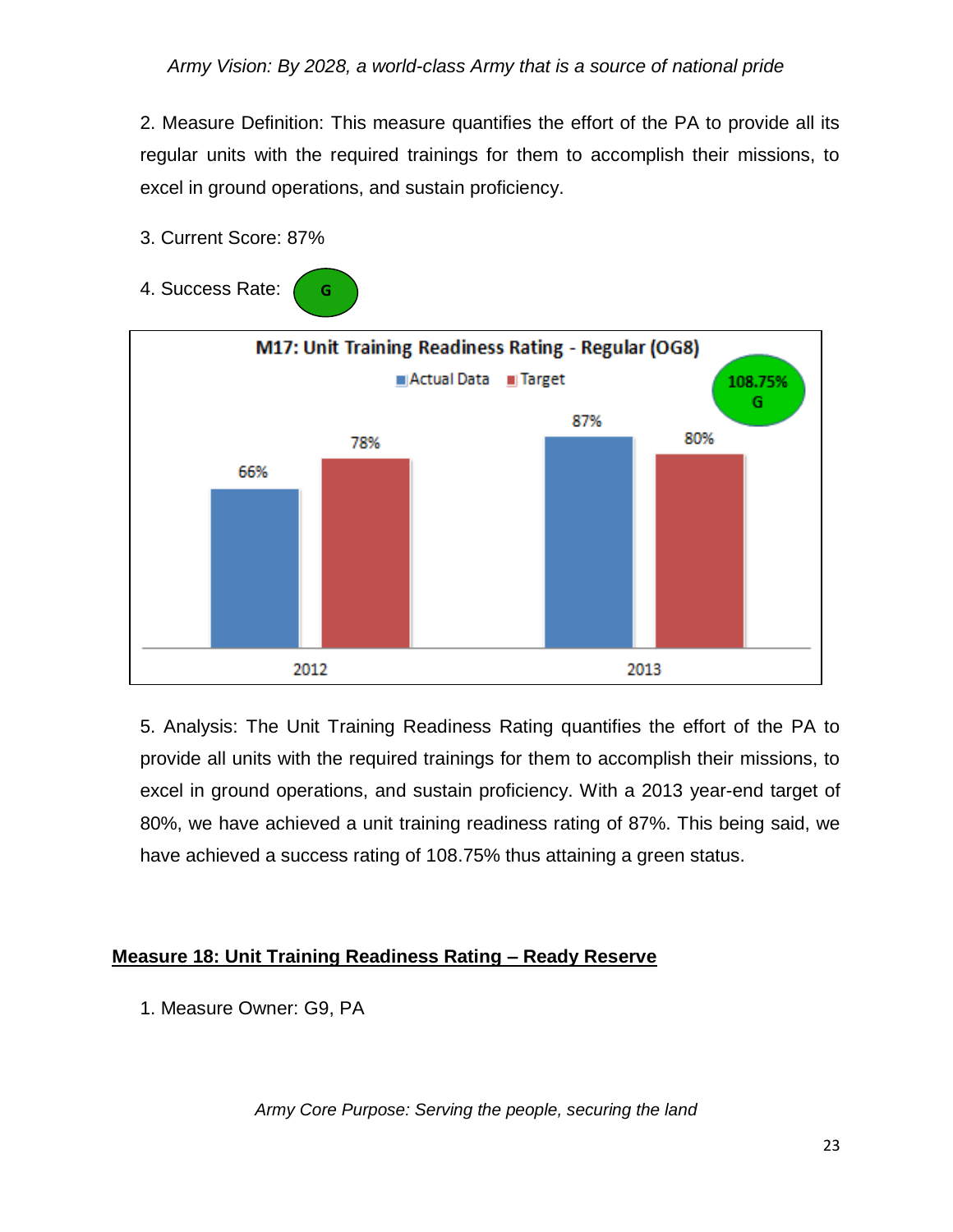2. Measure Definition: This measure quantifies the effort of the PA to provide all its regular units with the required trainings for them to accomplish their missions, to excel in ground operations, and sustain proficiency.

3. Current Score: 87%

4. Success Rate: G

**M17: Unit Training Readiness Rating - Regular (OG8)**

| | Actual Data | Target |
|---|---|---|
| 2012 | 66% | 78% |
| 2013 | 87% | 80% |

108.75% G

5. Analysis: The Unit Training Readiness Rating quantifies the effort of the PA to provide all units with the required trainings for them to accomplish their missions, to excel in ground operations, and sustain proficiency. With a 2013 year-end target of 80%, we have achieved a unit training readiness rating of 87%. This being said, we have achieved a success rating of 108.75% thus attaining a green status.

## Measure 18: Unit Training Readiness Rating – Ready Reserve

1. Measure Owner: G9, PA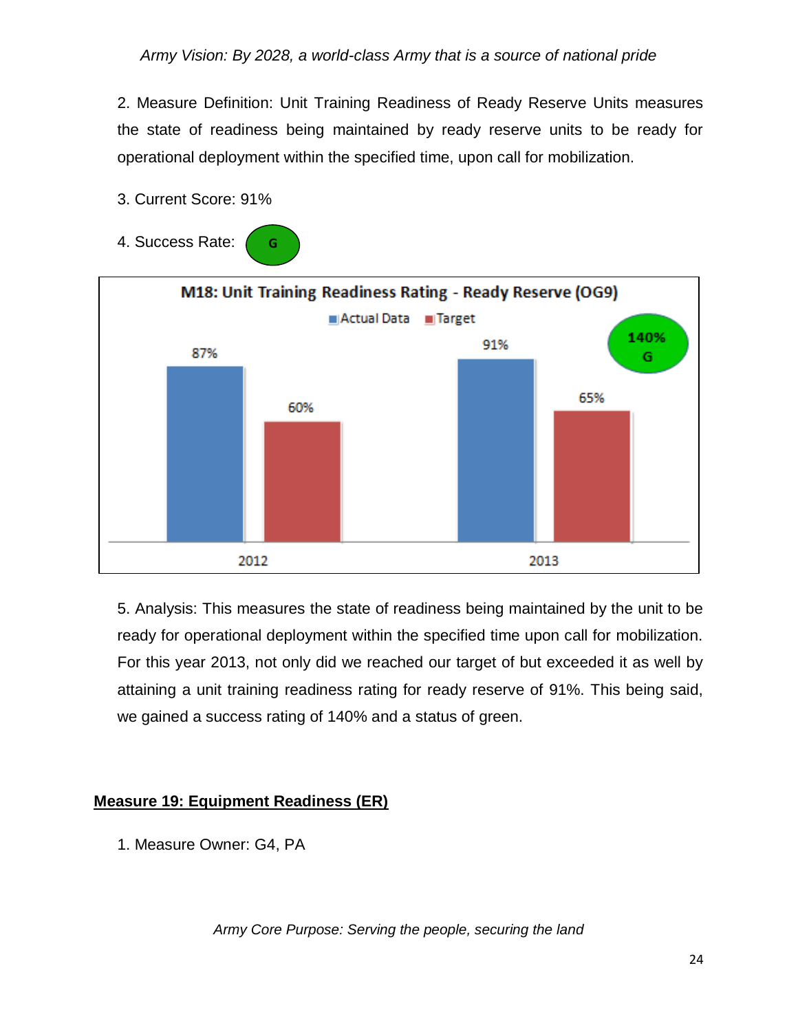2. Measure Definition: Unit Training Readiness of Ready Reserve Units measures the state of readiness being maintained by ready reserve units to be ready for operational deployment within the specified time, upon call for mobilization.

3. Current Score: 91%

4. Success Rate: G

**M18: Unit Training Readiness Rating - Ready Reserve (OG9)**

| Year | Actual Data | Target |
|---|---|---|
| 2012 | 87% | 60% |
| 2013 | 91% | 65% |

140% G

5. Analysis: This measures the state of readiness being maintained by the unit to be ready for operational deployment within the specified time upon call for mobilization. For this year 2013, not only did we reached our target of but exceeded it as well by attaining a unit training readiness rating for ready reserve of 91%. This being said, we gained a success rating of 140% and a status of green.

## Measure 19: Equipment Readiness (ER)

1. Measure Owner: G4, PA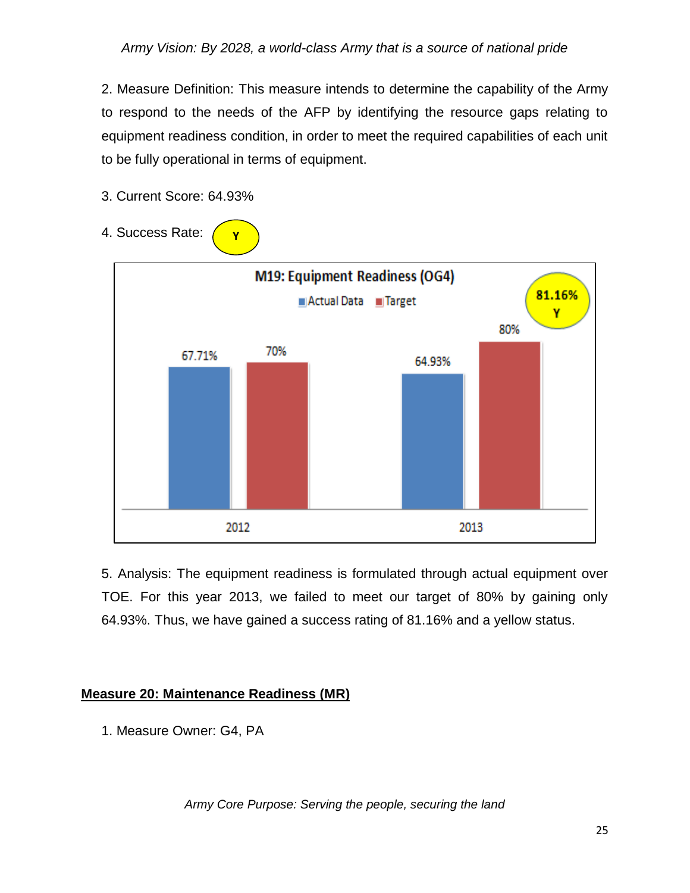2. Measure Definition: This measure intends to determine the capability of the Army to respond to the needs of the AFP by identifying the resource gaps relating to equipment readiness condition, in order to meet the required capabilities of each unit to be fully operational in terms of equipment.

3. Current Score: 64.93%

4. Success Rate: Y

**M19: Equipment Readiness (OG4)**

| Year | Actual Data | Target |
|---|---|---|
| 2012 | 67.71% | 70% |
| 2013 | 64.93% | 80% |

81.16% Y

5. Analysis: The equipment readiness is formulated through actual equipment over TOE. For this year 2013, we failed to meet our target of 80% by gaining only 64.93%. Thus, we have gained a success rating of 81.16% and a yellow status.

## Measure 20: Maintenance Readiness (MR)

1. Measure Owner: G4, PA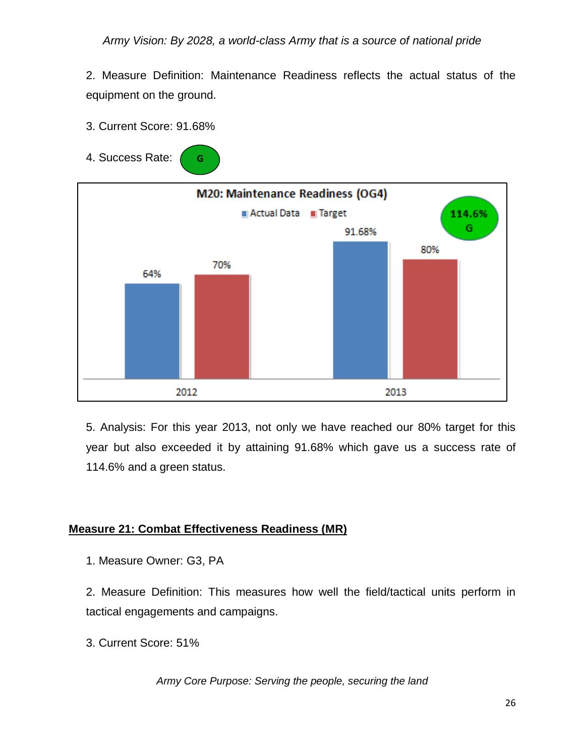2. Measure Definition: Maintenance Readiness reflects the actual status of the equipment on the ground.

3. Current Score: 91.68%

4. Success Rate: G

**M20: Maintenance Readiness (OG4)**

| | Actual Data | Target |
|---|---|---|
| 2012 | 64% | 70% |
| 2013 | 91.68% | 80% |

114.6% G

5. Analysis: For this year 2013, not only we have reached our 80% target for this year but also exceeded it by attaining 91.68% which gave us a success rate of 114.6% and a green status.

## Measure 21: Combat Effectiveness Readiness (MR)

1. Measure Owner: G3, PA

2. Measure Definition: This measures how well the field/tactical units perform in tactical engagements and campaigns.

3. Current Score: 51%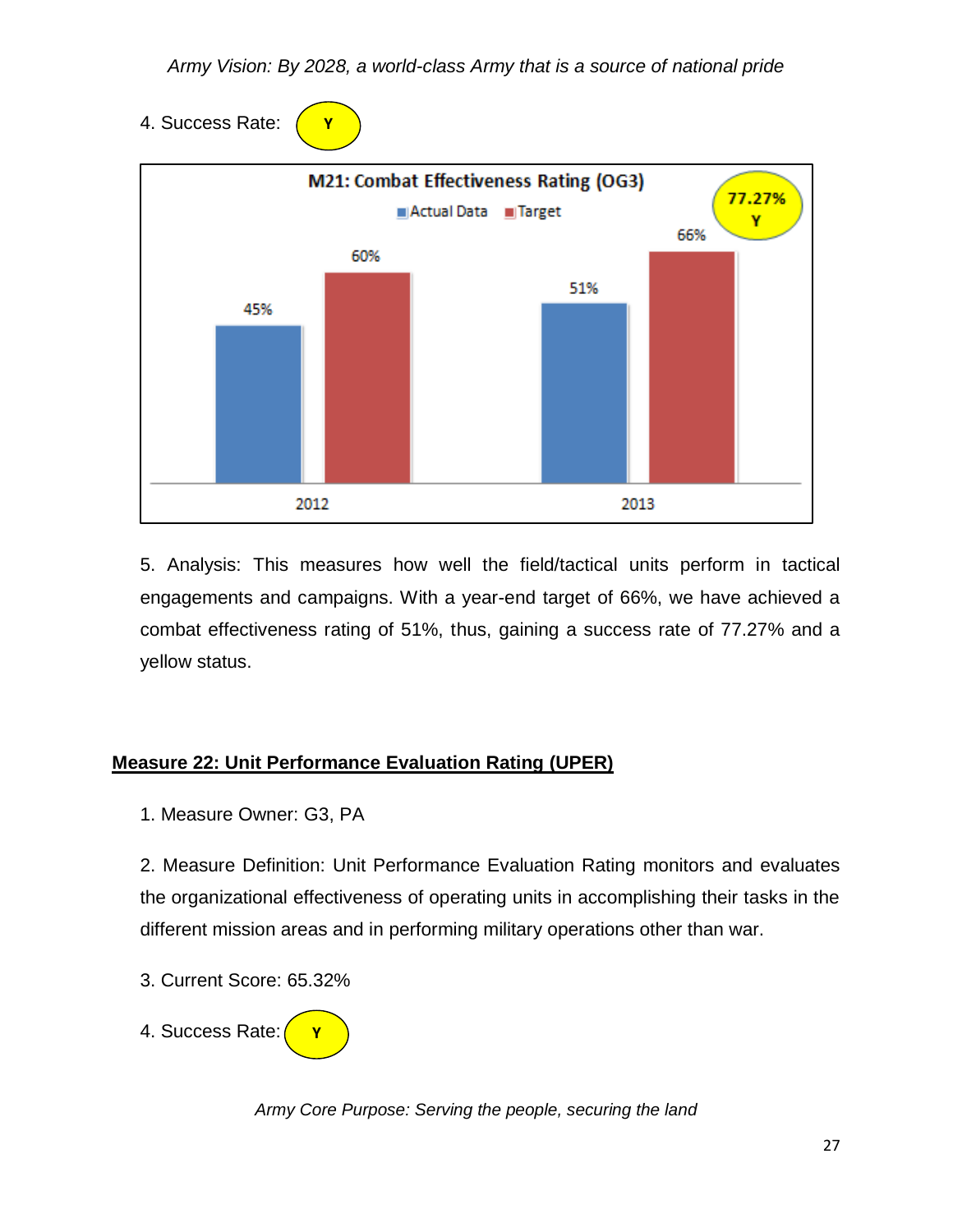4. Success Rate: Y

**M21: Combat Effectiveness Rating (OG3)**

| Year | Actual Data | Target |
|---|---|---|
| 2012 | 45% | 60% |
| 2013 | 51% | 66% |

77.27% Y

5. Analysis: This measures how well the field/tactical units perform in tactical engagements and campaigns. With a year-end target of 66%, we have achieved a combat effectiveness rating of 51%, thus, gaining a success rate of 77.27% and a yellow status.

## Measure 22: Unit Performance Evaluation Rating (UPER)

1. Measure Owner: G3, PA

2. Measure Definition: Unit Performance Evaluation Rating monitors and evaluates the organizational effectiveness of operating units in accomplishing their tasks in the different mission areas and in performing military operations other than war.

3. Current Score: 65.32%

4. Success Rate: Y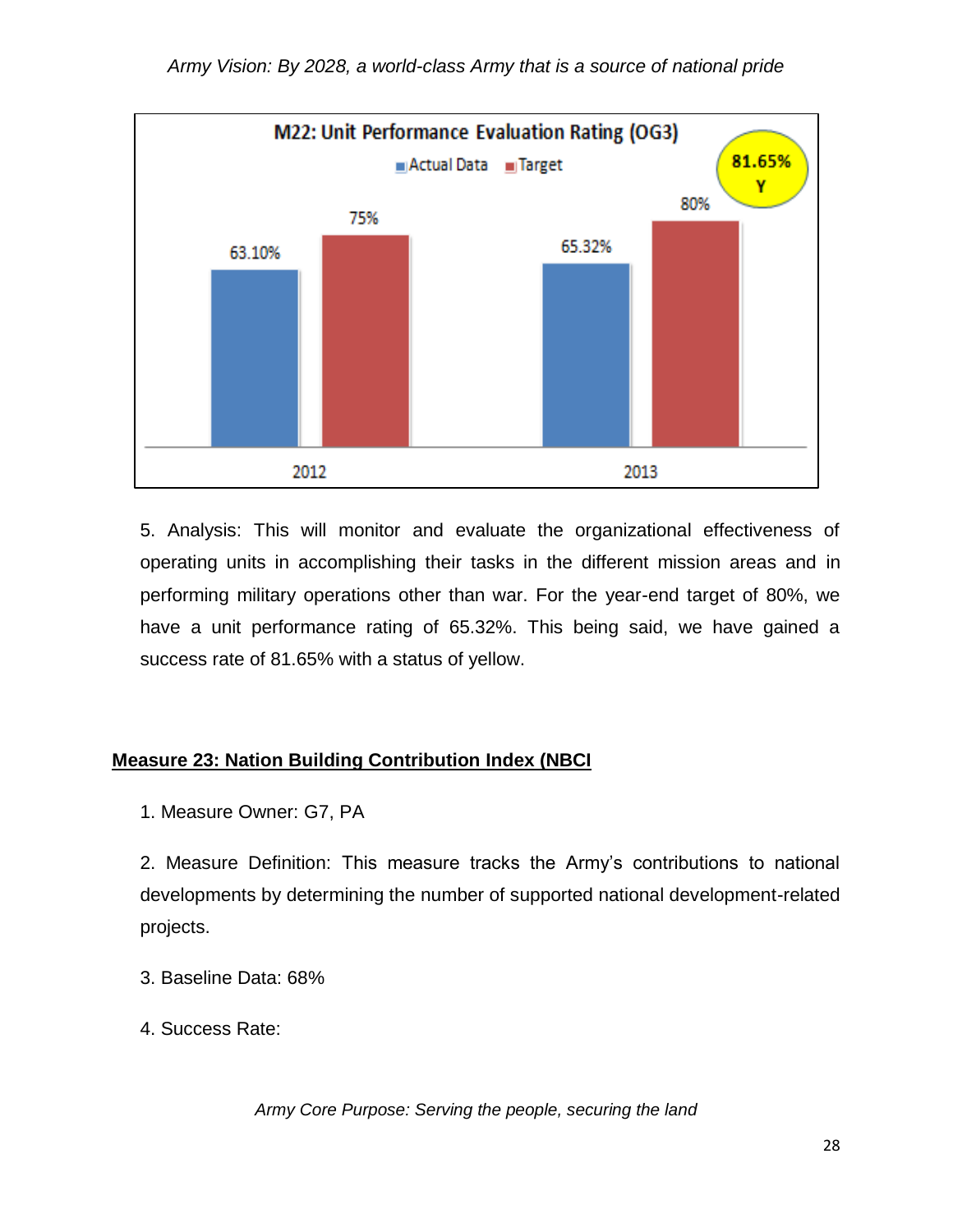**M22: Unit Performance Evaluation Rating (OG3)**

| | Actual Data | Target |
|---|---|---|
| 2012 | 63.10% | 75% |
| 2013 | 65.32% | 80% |

81.65% Y

5. Analysis: This will monitor and evaluate the organizational effectiveness of operating units in accomplishing their tasks in the different mission areas and in performing military operations other than war. For the year-end target of 80%, we have a unit performance rating of 65.32%. This being said, we have gained a success rate of 81.65% with a status of yellow.

## Measure 23: Nation Building Contribution Index (NBCI

1. Measure Owner: G7, PA

2. Measure Definition: This measure tracks the Army's contributions to national developments by determining the number of supported national development-related projects.

3. Baseline Data: 68%

4. Success Rate: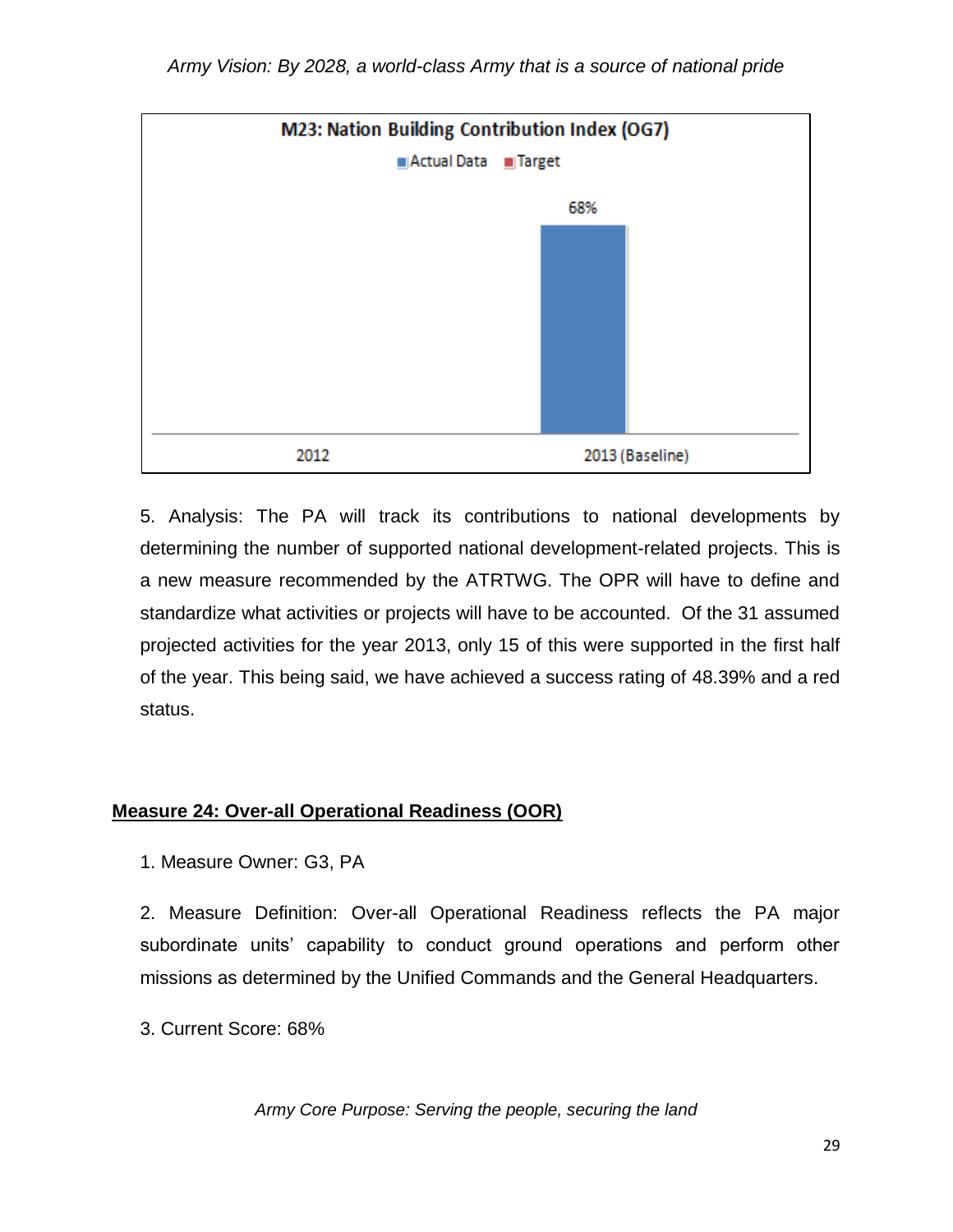**M23: Nation Building Contribution Index (OG7)**

Actual Data | Target

| | 2012 | 2013 (Baseline) |
|---|---|---|
| Actual Data | | 68% |

5. Analysis: The PA will track its contributions to national developments by determining the number of supported national development-related projects. This is a new measure recommended by the ATRTWG. The OPR will have to define and standardize what activities or projects will have to be accounted. Of the 31 assumed projected activities for the year 2013, only 15 of this were supported in the first half of the year. This being said, we have achieved a success rating of 48.39% and a red status.

## Measure 24: Over-all Operational Readiness (OOR)

1. Measure Owner: G3, PA

2. Measure Definition: Over-all Operational Readiness reflects the PA major subordinate units' capability to conduct ground operations and perform other missions as determined by the Unified Commands and the General Headquarters.

3. Current Score: 68%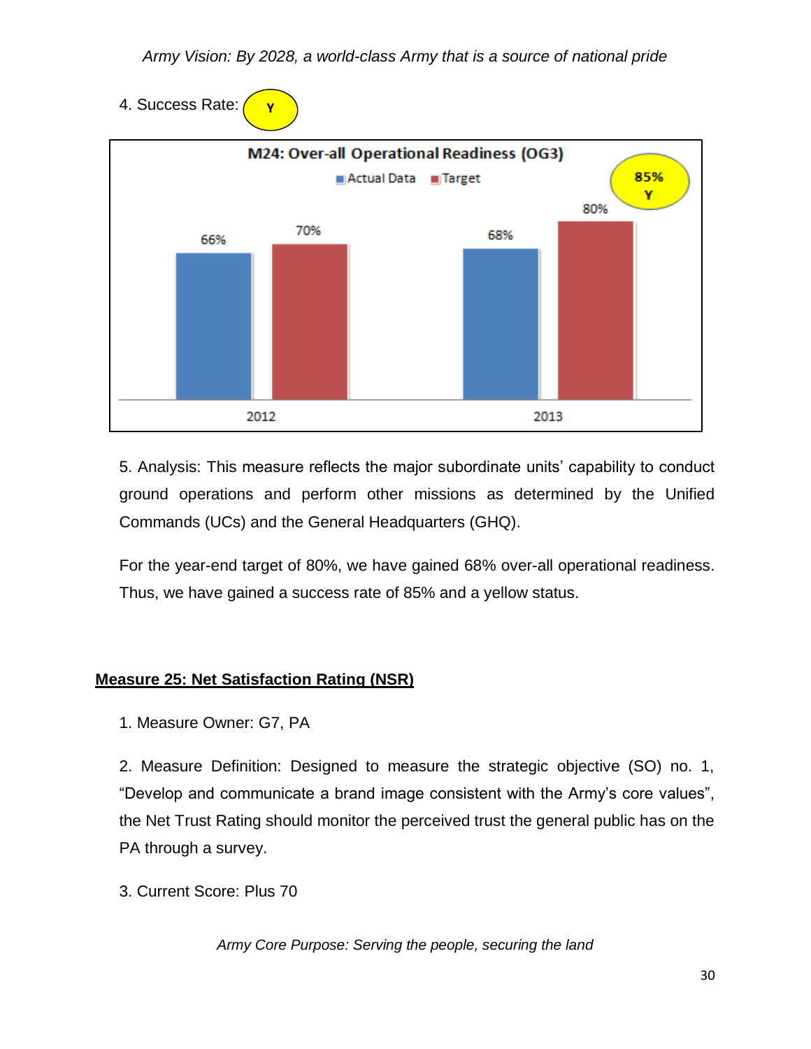4. Success Rate: Y

**M24: Over-all Operational Readiness (OG3)**

| | Actual Data | Target |
|---|---|---|
| 2012 | 66% | 70% |
| 2013 | 68% | 80% |

85% Y

5. Analysis: This measure reflects the major subordinate units' capability to conduct ground operations and perform other missions as determined by the Unified Commands (UCs) and the General Headquarters (GHQ).

For the year-end target of 80%, we have gained 68% over-all operational readiness. Thus, we have gained a success rate of 85% and a yellow status.

## Measure 25: Net Satisfaction Rating (NSR)

1. Measure Owner: G7, PA

2. Measure Definition: Designed to measure the strategic objective (SO) no. 1, "Develop and communicate a brand image consistent with the Army's core values", the Net Trust Rating should monitor the perceived trust the general public has on the PA through a survey.

3. Current Score: Plus 70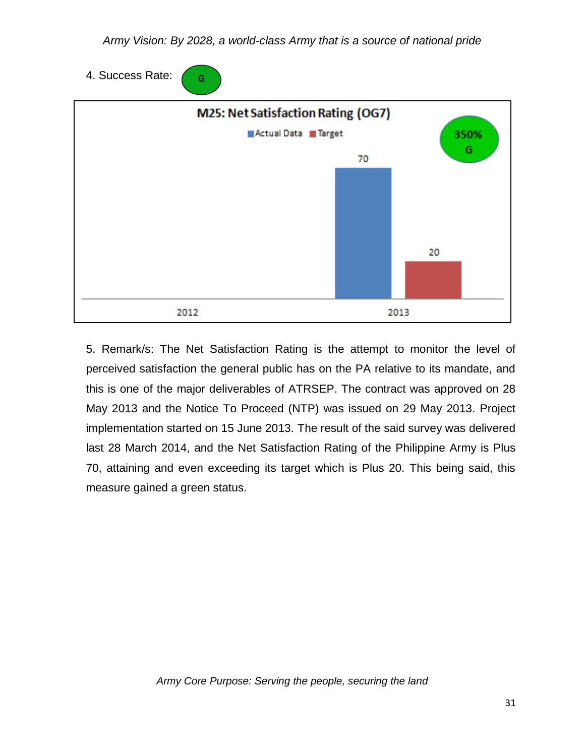4. Success Rate: G

**M25: Net Satisfaction Rating (OG7)**

Actual Data | Target

| Year | Actual Data | Target |
|---|---|---|
| 2012 | | |
| 2013 | 70 | 20 |

350% G

5. Remark/s: The Net Satisfaction Rating is the attempt to monitor the level of perceived satisfaction the general public has on the PA relative to its mandate, and this is one of the major deliverables of ATRSEP. The contract was approved on 28 May 2013 and the Notice To Proceed (NTP) was issued on 29 May 2013. Project implementation started on 15 June 2013. The result of the said survey was delivered last 28 March 2014, and the Net Satisfaction Rating of the Philippine Army is Plus 70, attaining and even exceeding its target which is Plus 20. This being said, this measure gained a green status.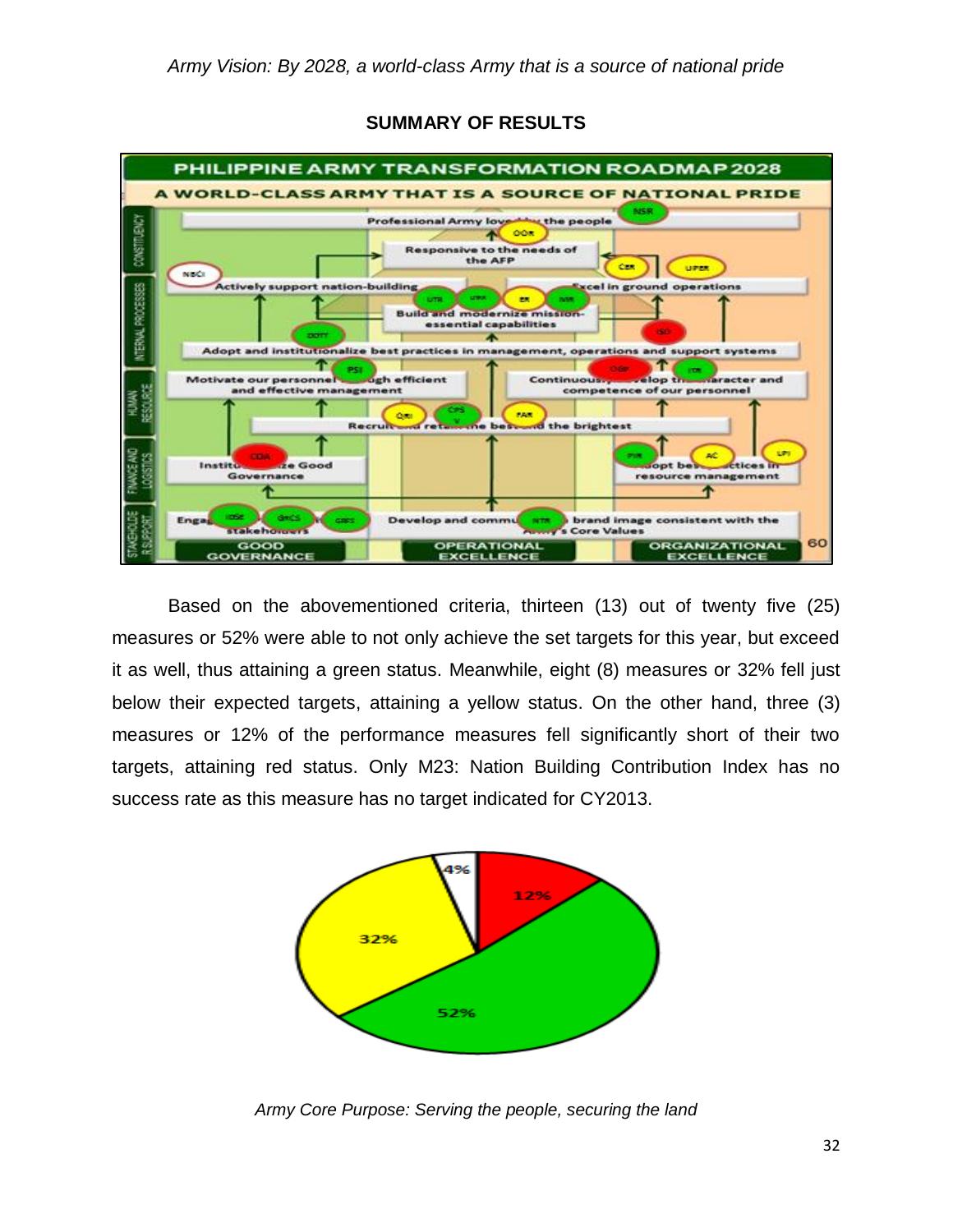*Army Vision: By 2028, a world-class Army that is a source of national pride*

**SUMMARY OF RESULTS**

PHILIPPINE ARMY TRANSFORMATION ROADMAP 2028

A WORLD-CLASS ARMY THAT IS A SOURCE OF NATIONAL PRIDE

CONSTITUENCY

INTERNAL PROCESSES

HUMAN RESOURCE

FINANCE AND LOGISTICS

STAKEHOLDER SUPPORT

Professional Army loved by the people

NSR

OOR

Responsive to the needs of the AFP

CER

UPER

NBCI

Actively support nation-building

Excel in ground operations

UTR

UPRR

ER

MRR

Build and modernize mission-essential capabilities

DOTT

ISO

Adopt and institutionalize best practices in management, operations and support systems

PSI

OBP

ITR

Motivate our personnel through efficient and effective management

Continuously develop the character and competence of our personnel

QRI

CPSV

FAR

Recruit and retain the best and the brightest

CDA

PVR

AC

UPI

Institutionalize Good Governance

Adopt best practices in resource management

IOSE

SHCS

GBFS

NTR

Engage stakeholders

Develop and communicate brand image consistent with the Army's Core Values

GOOD GOVERNANCE

OPERATIONAL EXCELLENCE

ORGANIZATIONAL EXCELLENCE

60

Based on the abovementioned criteria, thirteen (13) out of twenty five (25) measures or 52% were able to not only achieve the set targets for this year, but exceed it as well, thus attaining a green status. Meanwhile, eight (8) measures or 32% fell just below their expected targets, attaining a yellow status. On the other hand, three (3) measures or 12% of the performance measures fell significantly short of their two targets, attaining red status. Only M23: Nation Building Contribution Index has no success rate as this measure has no target indicated for CY2013.

4%

12%

32%

52%

*Army Core Purpose: Serving the people, securing the land*